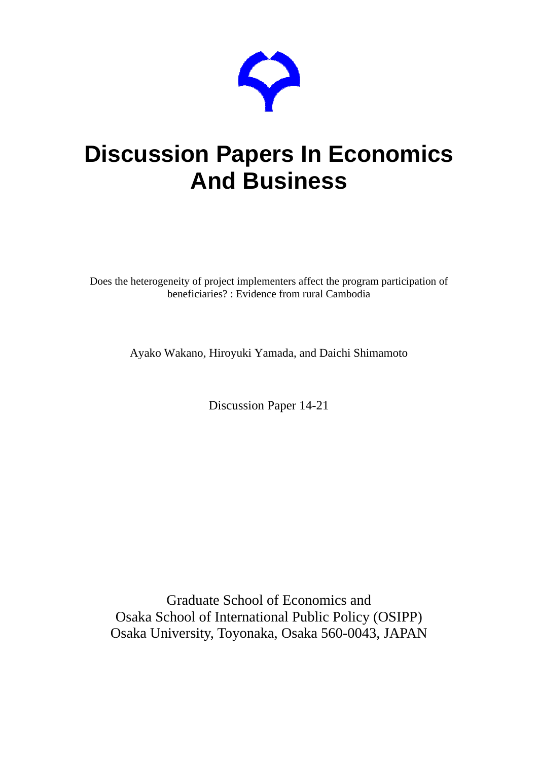# Discussion Papers In Economics And Business

Does the heterogeneity of project implementers affect the program participation of beneficiaries? : Evidence from rural Cambodia

Ayako Wakano, Hiroyuki Yamada, and Daichi Shimamoto

Discussion Paper 14-21

Graduate School of Economics and
Osaka School of International Public Policy (OSIPP)
Osaka University, Toyonaka, Osaka 560-0043, JAPAN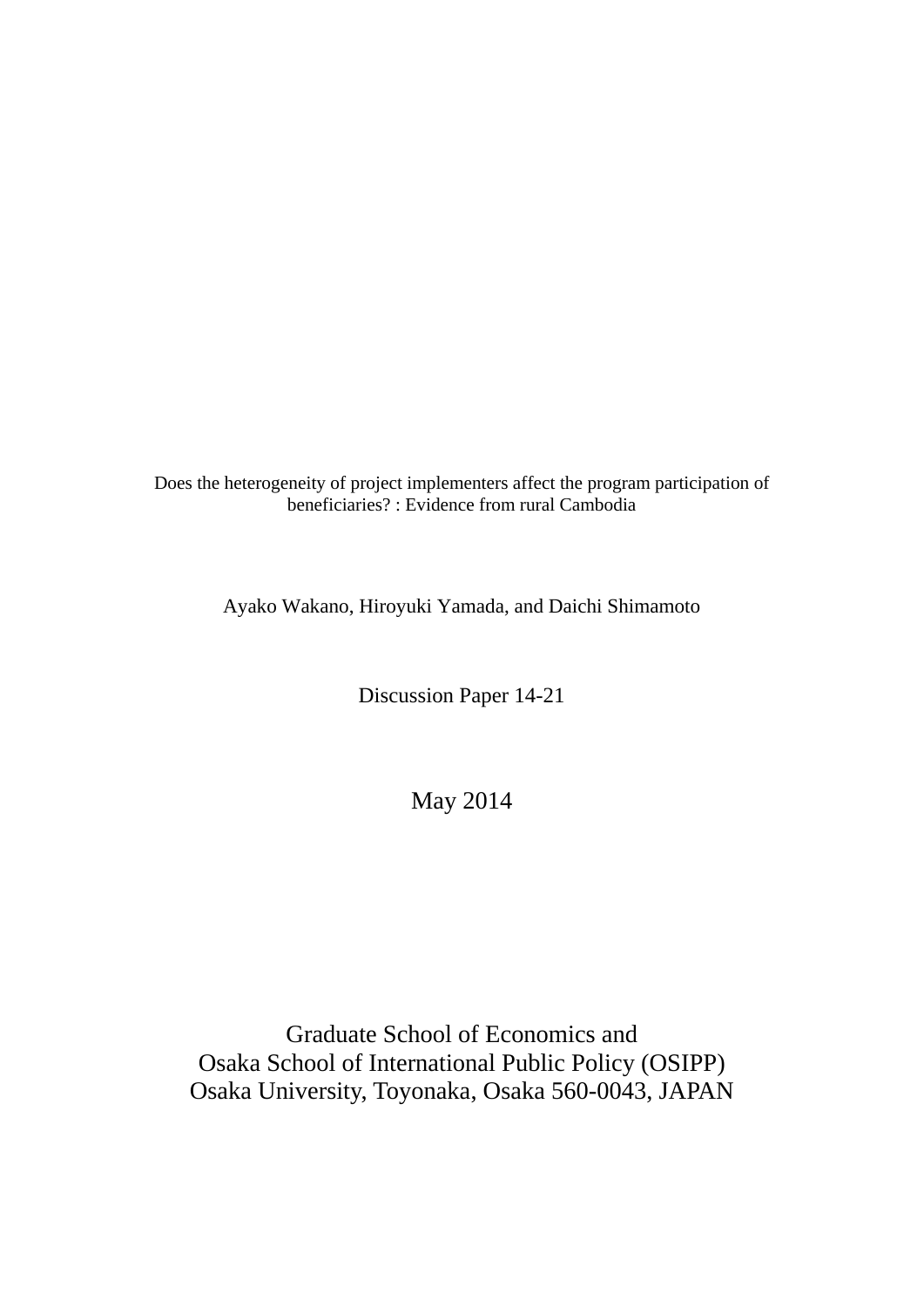Does the heterogeneity of project implementers affect the program participation of beneficiaries? : Evidence from rural Cambodia

Ayako Wakano, Hiroyuki Yamada, and Daichi Shimamoto

Discussion Paper 14-21

May 2014

Graduate School of Economics and
Osaka School of International Public Policy (OSIPP)
Osaka University, Toyonaka, Osaka 560-0043, JAPAN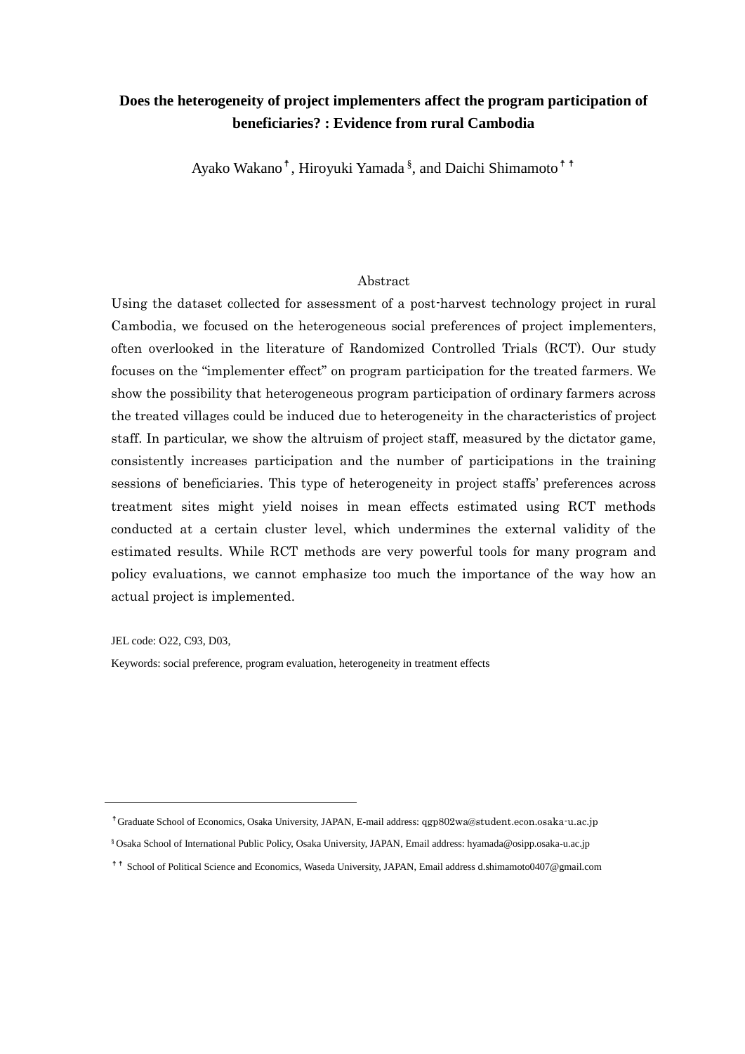# Does the heterogeneity of project implementers affect the program participation of beneficiaries? : Evidence from rural Cambodia

Ayako Wakano[†], Hiroyuki Yamada[§], and Daichi Shimamoto[††]

## Abstract

Using the dataset collected for assessment of a post-harvest technology project in rural Cambodia, we focused on the heterogeneous social preferences of project implementers, often overlooked in the literature of Randomized Controlled Trials (RCT). Our study focuses on the "implementer effect" on program participation for the treated farmers. We show the possibility that heterogeneous program participation of ordinary farmers across the treated villages could be induced due to heterogeneity in the characteristics of project staff. In particular, we show the altruism of project staff, measured by the dictator game, consistently increases participation and the number of participations in the training sessions of beneficiaries. This type of heterogeneity in project staffs' preferences across treatment sites might yield noises in mean effects estimated using RCT methods conducted at a certain cluster level, which undermines the external validity of the estimated results. While RCT methods are very powerful tools for many program and policy evaluations, we cannot emphasize too much the importance of the way how an actual project is implemented.

JEL code: O22, C93, D03,

Keywords: social preference, program evaluation, heterogeneity in treatment effects

---

[†] Graduate School of Economics, Osaka University, JAPAN, E-mail address: qgp802wa@student.econ.osaka-u.ac.jp

[§] Osaka School of International Public Policy, Osaka University, JAPAN, Email address: hyamada@osipp.osaka-u.ac.jp

[††] School of Political Science and Economics, Waseda University, JAPAN, Email address d.shimamoto0407@gmail.com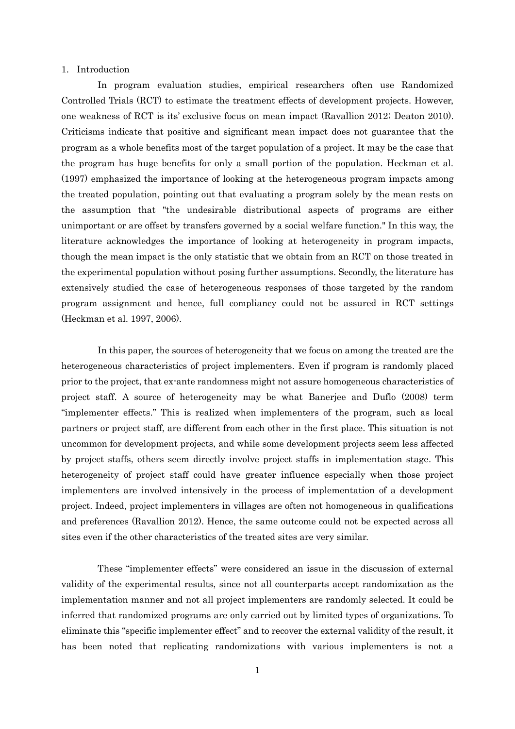## 1. Introduction

In program evaluation studies, empirical researchers often use Randomized Controlled Trials (RCT) to estimate the treatment effects of development projects. However, one weakness of RCT is its' exclusive focus on mean impact (Ravallion 2012; Deaton 2010). Criticisms indicate that positive and significant mean impact does not guarantee that the program as a whole benefits most of the target population of a project. It may be the case that the program has huge benefits for only a small portion of the population. Heckman et al. (1997) emphasized the importance of looking at the heterogeneous program impacts among the treated population, pointing out that evaluating a program solely by the mean rests on the assumption that "the undesirable distributional aspects of programs are either unimportant or are offset by transfers governed by a social welfare function." In this way, the literature acknowledges the importance of looking at heterogeneity in program impacts, though the mean impact is the only statistic that we obtain from an RCT on those treated in the experimental population without posing further assumptions. Secondly, the literature has extensively studied the case of heterogeneous responses of those targeted by the random program assignment and hence, full compliancy could not be assured in RCT settings (Heckman et al. 1997, 2006).

In this paper, the sources of heterogeneity that we focus on among the treated are the heterogeneous characteristics of project implementers. Even if program is randomly placed prior to the project, that ex-ante randomness might not assure homogeneous characteristics of project staff. A source of heterogeneity may be what Banerjee and Duflo (2008) term "implementer effects." This is realized when implementers of the program, such as local partners or project staff, are different from each other in the first place. This situation is not uncommon for development projects, and while some development projects seem less affected by project staffs, others seem directly involve project staffs in implementation stage. This heterogeneity of project staff could have greater influence especially when those project implementers are involved intensively in the process of implementation of a development project. Indeed, project implementers in villages are often not homogeneous in qualifications and preferences (Ravallion 2012). Hence, the same outcome could not be expected across all sites even if the other characteristics of the treated sites are very similar.

These "implementer effects" were considered an issue in the discussion of external validity of the experimental results, since not all counterparts accept randomization as the implementation manner and not all project implementers are randomly selected. It could be inferred that randomized programs are only carried out by limited types of organizations. To eliminate this "specific implementer effect" and to recover the external validity of the result, it has been noted that replicating randomizations with various implementers is not a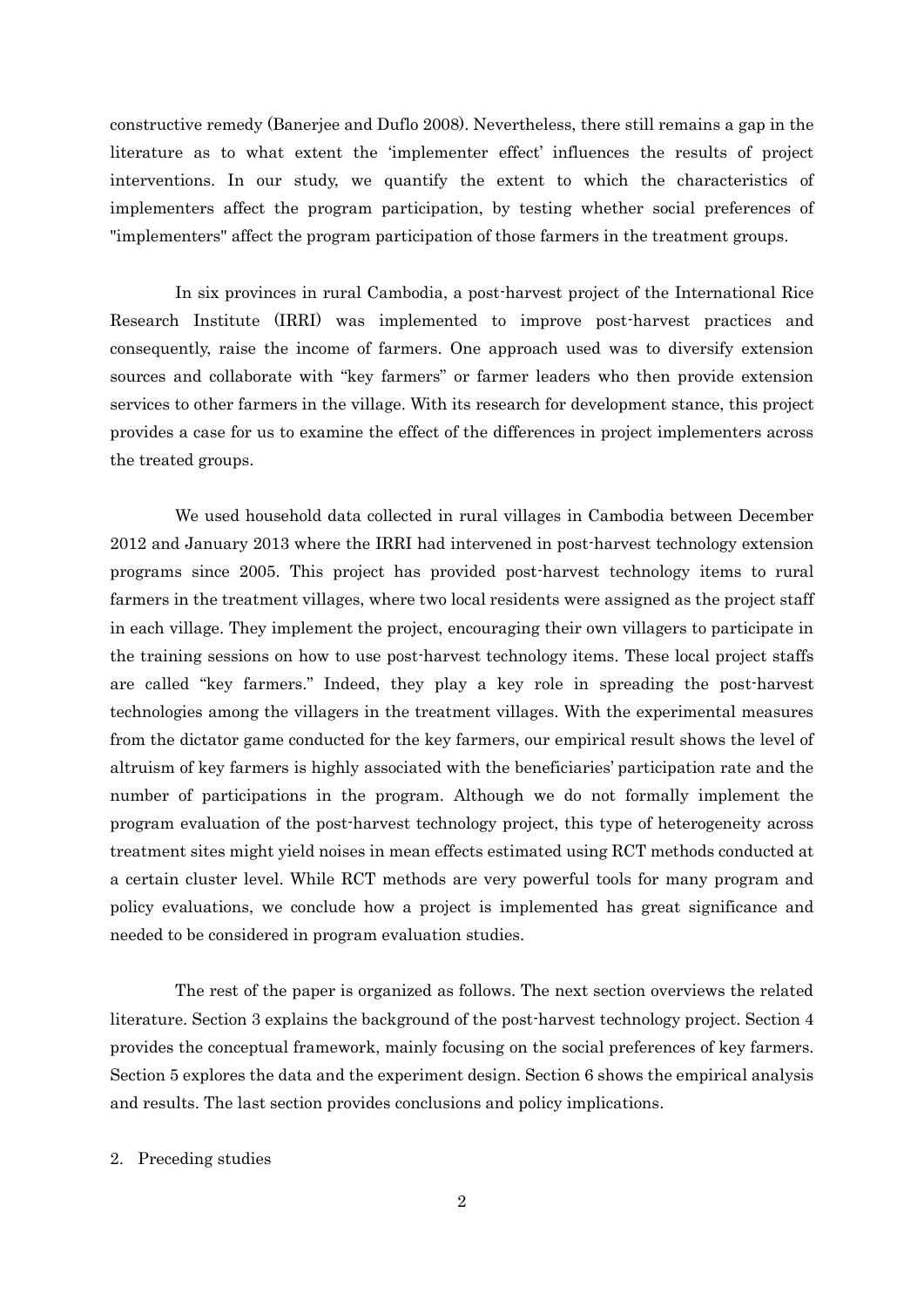constructive remedy (Banerjee and Duflo 2008). Nevertheless, there still remains a gap in the literature as to what extent the 'implementer effect' influences the results of project interventions. In our study, we quantify the extent to which the characteristics of implementers affect the program participation, by testing whether social preferences of "implementers" affect the program participation of those farmers in the treatment groups.

In six provinces in rural Cambodia, a post-harvest project of the International Rice Research Institute (IRRI) was implemented to improve post-harvest practices and consequently, raise the income of farmers. One approach used was to diversify extension sources and collaborate with "key farmers" or farmer leaders who then provide extension services to other farmers in the village. With its research for development stance, this project provides a case for us to examine the effect of the differences in project implementers across the treated groups.

We used household data collected in rural villages in Cambodia between December 2012 and January 2013 where the IRRI had intervened in post-harvest technology extension programs since 2005. This project has provided post-harvest technology items to rural farmers in the treatment villages, where two local residents were assigned as the project staff in each village. They implement the project, encouraging their own villagers to participate in the training sessions on how to use post-harvest technology items. These local project staffs are called "key farmers." Indeed, they play a key role in spreading the post-harvest technologies among the villagers in the treatment villages. With the experimental measures from the dictator game conducted for the key farmers, our empirical result shows the level of altruism of key farmers is highly associated with the beneficiaries' participation rate and the number of participations in the program. Although we do not formally implement the program evaluation of the post-harvest technology project, this type of heterogeneity across treatment sites might yield noises in mean effects estimated using RCT methods conducted at a certain cluster level. While RCT methods are very powerful tools for many program and policy evaluations, we conclude how a project is implemented has great significance and needed to be considered in program evaluation studies.

The rest of the paper is organized as follows. The next section overviews the related literature. Section 3 explains the background of the post-harvest technology project. Section 4 provides the conceptual framework, mainly focusing on the social preferences of key farmers. Section 5 explores the data and the experiment design. Section 6 shows the empirical analysis and results. The last section provides conclusions and policy implications.

## 2. Preceding studies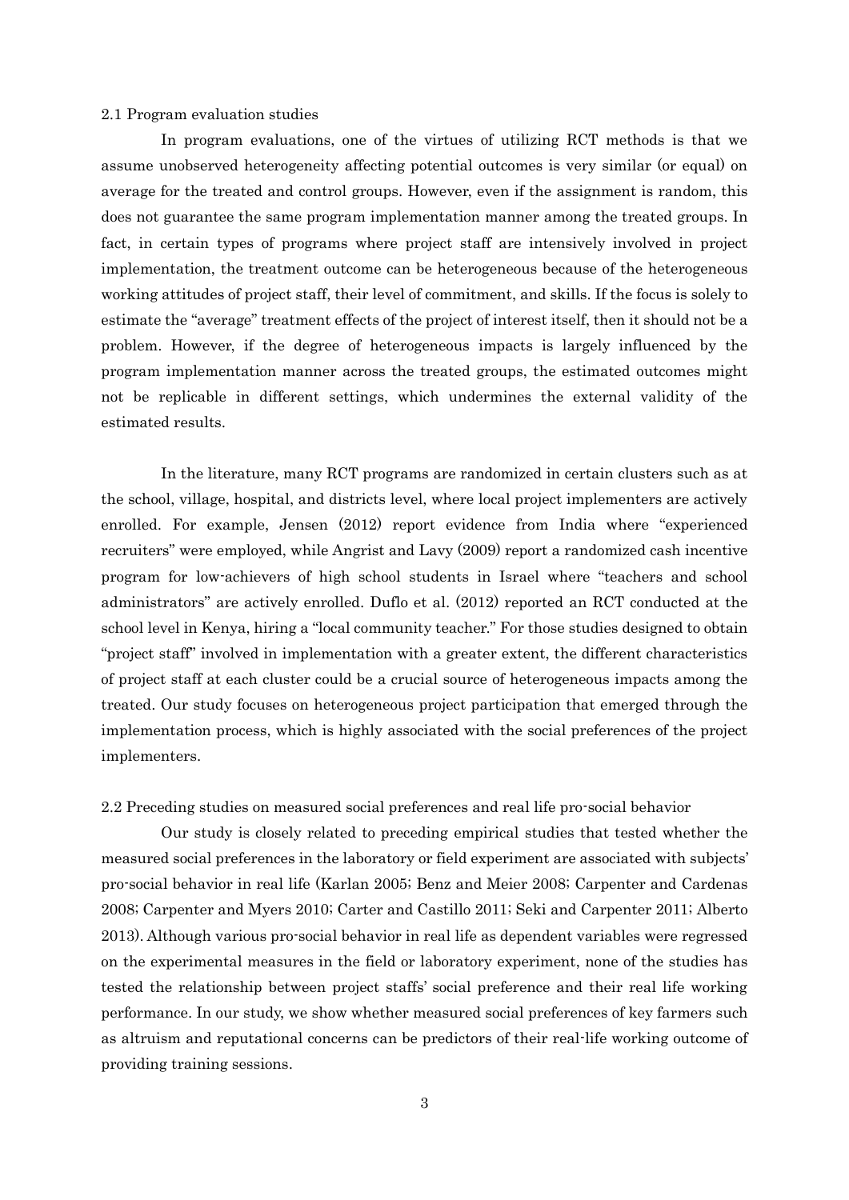### 2.1 Program evaluation studies

In program evaluations, one of the virtues of utilizing RCT methods is that we assume unobserved heterogeneity affecting potential outcomes is very similar (or equal) on average for the treated and control groups. However, even if the assignment is random, this does not guarantee the same program implementation manner among the treated groups. In fact, in certain types of programs where project staff are intensively involved in project implementation, the treatment outcome can be heterogeneous because of the heterogeneous working attitudes of project staff, their level of commitment, and skills. If the focus is solely to estimate the "average" treatment effects of the project of interest itself, then it should not be a problem. However, if the degree of heterogeneous impacts is largely influenced by the program implementation manner across the treated groups, the estimated outcomes might not be replicable in different settings, which undermines the external validity of the estimated results.

In the literature, many RCT programs are randomized in certain clusters such as at the school, village, hospital, and districts level, where local project implementers are actively enrolled. For example, Jensen (2012) report evidence from India where "experienced recruiters" were employed, while Angrist and Lavy (2009) report a randomized cash incentive program for low-achievers of high school students in Israel where "teachers and school administrators" are actively enrolled. Duflo et al. (2012) reported an RCT conducted at the school level in Kenya, hiring a "local community teacher." For those studies designed to obtain "project staff" involved in implementation with a greater extent, the different characteristics of project staff at each cluster could be a crucial source of heterogeneous impacts among the treated. Our study focuses on heterogeneous project participation that emerged through the implementation process, which is highly associated with the social preferences of the project implementers.

### 2.2 Preceding studies on measured social preferences and real life pro-social behavior

Our study is closely related to preceding empirical studies that tested whether the measured social preferences in the laboratory or field experiment are associated with subjects' pro-social behavior in real life (Karlan 2005; Benz and Meier 2008; Carpenter and Cardenas 2008; Carpenter and Myers 2010; Carter and Castillo 2011; Seki and Carpenter 2011; Alberto 2013). Although various pro-social behavior in real life as dependent variables were regressed on the experimental measures in the field or laboratory experiment, none of the studies has tested the relationship between project staffs' social preference and their real life working performance. In our study, we show whether measured social preferences of key farmers such as altruism and reputational concerns can be predictors of their real-life working outcome of providing training sessions.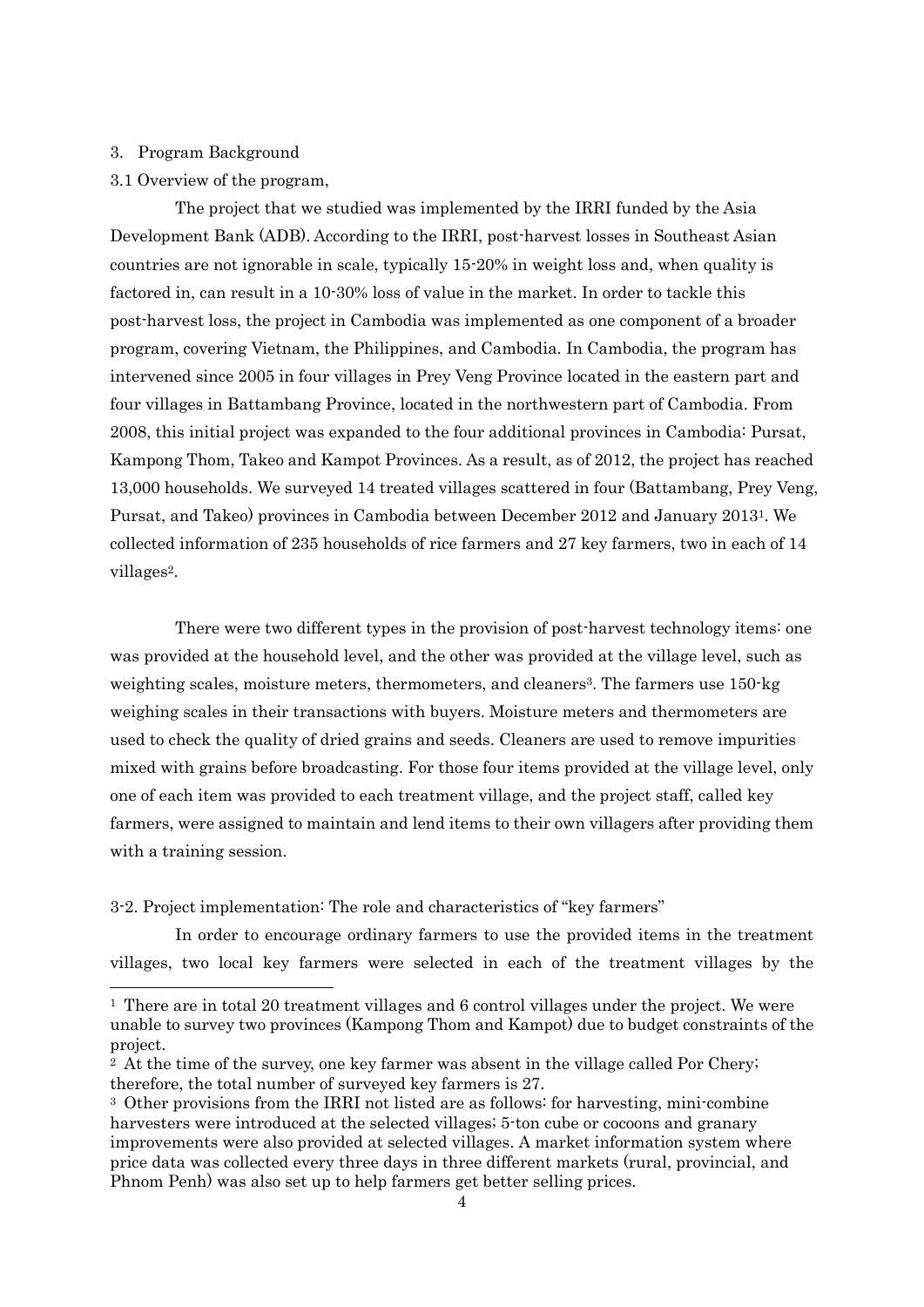## 3. Program Background

### 3.1 Overview of the program,

The project that we studied was implemented by the IRRI funded by the Asia Development Bank (ADB). According to the IRRI, post-harvest losses in Southeast Asian countries are not ignorable in scale, typically 15-20% in weight loss and, when quality is factored in, can result in a 10-30% loss of value in the market. In order to tackle this post-harvest loss, the project in Cambodia was implemented as one component of a broader program, covering Vietnam, the Philippines, and Cambodia. In Cambodia, the program has intervened since 2005 in four villages in Prey Veng Province located in the eastern part and four villages in Battambang Province, located in the northwestern part of Cambodia. From 2008, this initial project was expanded to the four additional provinces in Cambodia: Pursat, Kampong Thom, Takeo and Kampot Provinces. As a result, as of 2012, the project has reached 13,000 households. We surveyed 14 treated villages scattered in four (Battambang, Prey Veng, Pursat, and Takeo) provinces in Cambodia between December 2012 and January 2013[1]. We collected information of 235 households of rice farmers and 27 key farmers, two in each of 14 villages[2].

There were two different types in the provision of post-harvest technology items: one was provided at the household level, and the other was provided at the village level, such as weighting scales, moisture meters, thermometers, and cleaners[3]. The farmers use 150-kg weighing scales in their transactions with buyers. Moisture meters and thermometers are used to check the quality of dried grains and seeds. Cleaners are used to remove impurities mixed with grains before broadcasting. For those four items provided at the village level, only one of each item was provided to each treatment village, and the project staff, called key farmers, were assigned to maintain and lend items to their own villagers after providing them with a training session.

### 3-2. Project implementation: The role and characteristics of "key farmers"

In order to encourage ordinary farmers to use the provided items in the treatment villages, two local key farmers were selected in each of the treatment villages by the

---

[1] There are in total 20 treatment villages and 6 control villages under the project. We were unable to survey two provinces (Kampong Thom and Kampot) due to budget constraints of the project.

[2] At the time of the survey, one key farmer was absent in the village called Por Chery; therefore, the total number of surveyed key farmers is 27.

[3] Other provisions from the IRRI not listed are as follows: for harvesting, mini-combine harvesters were introduced at the selected villages; 5-ton cube or cocoons and granary improvements were also provided at selected villages. A market information system where price data was collected every three days in three different markets (rural, provincial, and Phnom Penh) was also set up to help farmers get better selling prices.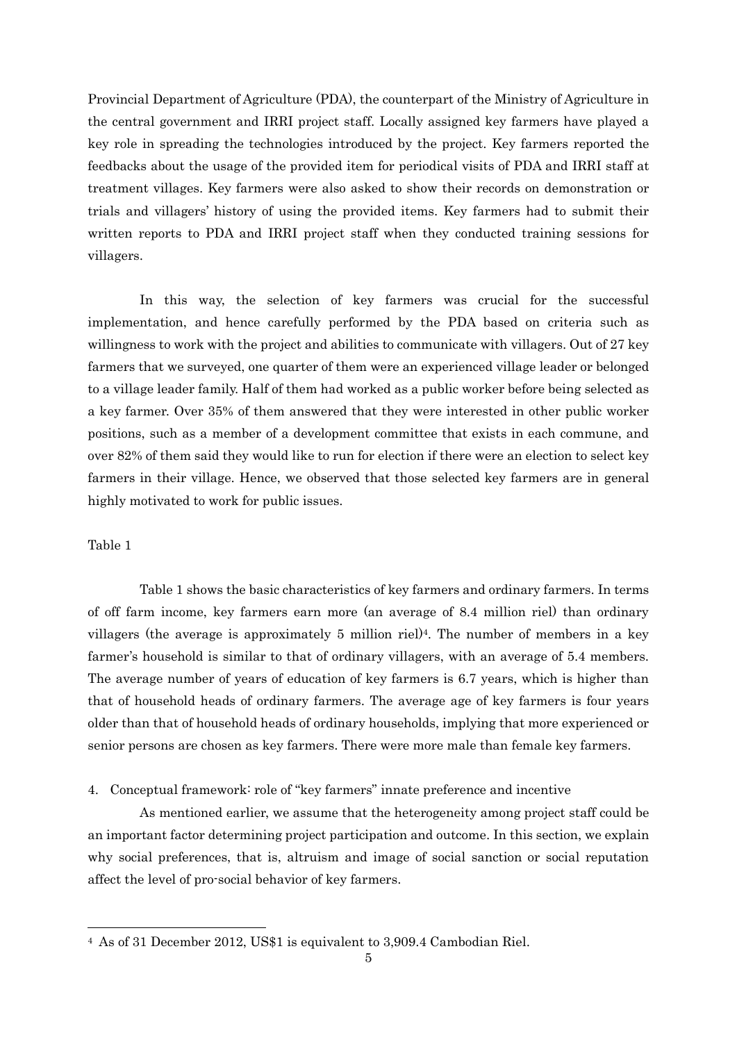Provincial Department of Agriculture (PDA), the counterpart of the Ministry of Agriculture in the central government and IRRI project staff. Locally assigned key farmers have played a key role in spreading the technologies introduced by the project. Key farmers reported the feedbacks about the usage of the provided item for periodical visits of PDA and IRRI staff at treatment villages. Key farmers were also asked to show their records on demonstration or trials and villagers' history of using the provided items. Key farmers had to submit their written reports to PDA and IRRI project staff when they conducted training sessions for villagers.

In this way, the selection of key farmers was crucial for the successful implementation, and hence carefully performed by the PDA based on criteria such as willingness to work with the project and abilities to communicate with villagers. Out of 27 key farmers that we surveyed, one quarter of them were an experienced village leader or belonged to a village leader family. Half of them had worked as a public worker before being selected as a key farmer. Over 35% of them answered that they were interested in other public worker positions, such as a member of a development committee that exists in each commune, and over 82% of them said they would like to run for election if there were an election to select key farmers in their village. Hence, we observed that those selected key farmers are in general highly motivated to work for public issues.

Table 1

Table 1 shows the basic characteristics of key farmers and ordinary farmers. In terms of off farm income, key farmers earn more (an average of 8.4 million riel) than ordinary villagers (the average is approximately 5 million riel)[4]. The number of members in a key farmer's household is similar to that of ordinary villagers, with an average of 5.4 members. The average number of years of education of key farmers is 6.7 years, which is higher than that of household heads of ordinary farmers. The average age of key farmers is four years older than that of household heads of ordinary households, implying that more experienced or senior persons are chosen as key farmers. There were more male than female key farmers.

## 4. Conceptual framework: role of "key farmers" innate preference and incentive

As mentioned earlier, we assume that the heterogeneity among project staff could be an important factor determining project participation and outcome. In this section, we explain why social preferences, that is, altruism and image of social sanction or social reputation affect the level of pro-social behavior of key farmers.

---

[4] As of 31 December 2012, US$1 is equivalent to 3,909.4 Cambodian Riel.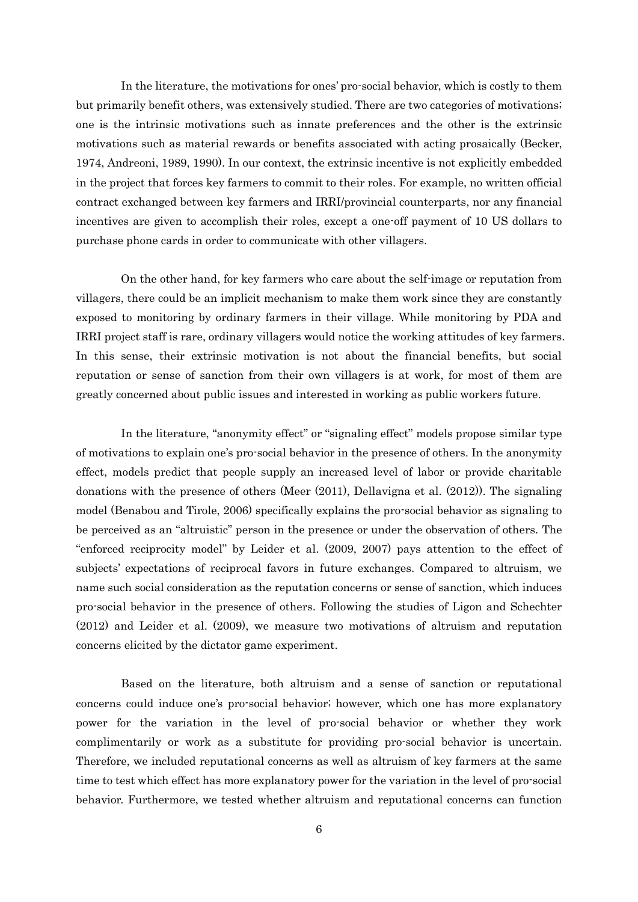In the literature, the motivations for ones' pro-social behavior, which is costly to them but primarily benefit others, was extensively studied. There are two categories of motivations; one is the intrinsic motivations such as innate preferences and the other is the extrinsic motivations such as material rewards or benefits associated with acting prosaically (Becker, 1974, Andreoni, 1989, 1990). In our context, the extrinsic incentive is not explicitly embedded in the project that forces key farmers to commit to their roles. For example, no written official contract exchanged between key farmers and IRRI/provincial counterparts, nor any financial incentives are given to accomplish their roles, except a one-off payment of 10 US dollars to purchase phone cards in order to communicate with other villagers.

On the other hand, for key farmers who care about the self-image or reputation from villagers, there could be an implicit mechanism to make them work since they are constantly exposed to monitoring by ordinary farmers in their village. While monitoring by PDA and IRRI project staff is rare, ordinary villagers would notice the working attitudes of key farmers. In this sense, their extrinsic motivation is not about the financial benefits, but social reputation or sense of sanction from their own villagers is at work, for most of them are greatly concerned about public issues and interested in working as public workers future.

In the literature, "anonymity effect" or "signaling effect" models propose similar type of motivations to explain one's pro-social behavior in the presence of others. In the anonymity effect, models predict that people supply an increased level of labor or provide charitable donations with the presence of others (Meer (2011), Dellavigna et al. (2012)). The signaling model (Benabou and Tirole, 2006) specifically explains the pro-social behavior as signaling to be perceived as an "altruistic" person in the presence or under the observation of others. The "enforced reciprocity model" by Leider et al. (2009, 2007) pays attention to the effect of subjects' expectations of reciprocal favors in future exchanges. Compared to altruism, we name such social consideration as the reputation concerns or sense of sanction, which induces pro-social behavior in the presence of others. Following the studies of Ligon and Schechter (2012) and Leider et al. (2009), we measure two motivations of altruism and reputation concerns elicited by the dictator game experiment.

Based on the literature, both altruism and a sense of sanction or reputational concerns could induce one's pro-social behavior; however, which one has more explanatory power for the variation in the level of pro-social behavior or whether they work complimentarily or work as a substitute for providing pro-social behavior is uncertain. Therefore, we included reputational concerns as well as altruism of key farmers at the same time to test which effect has more explanatory power for the variation in the level of pro-social behavior. Furthermore, we tested whether altruism and reputational concerns can function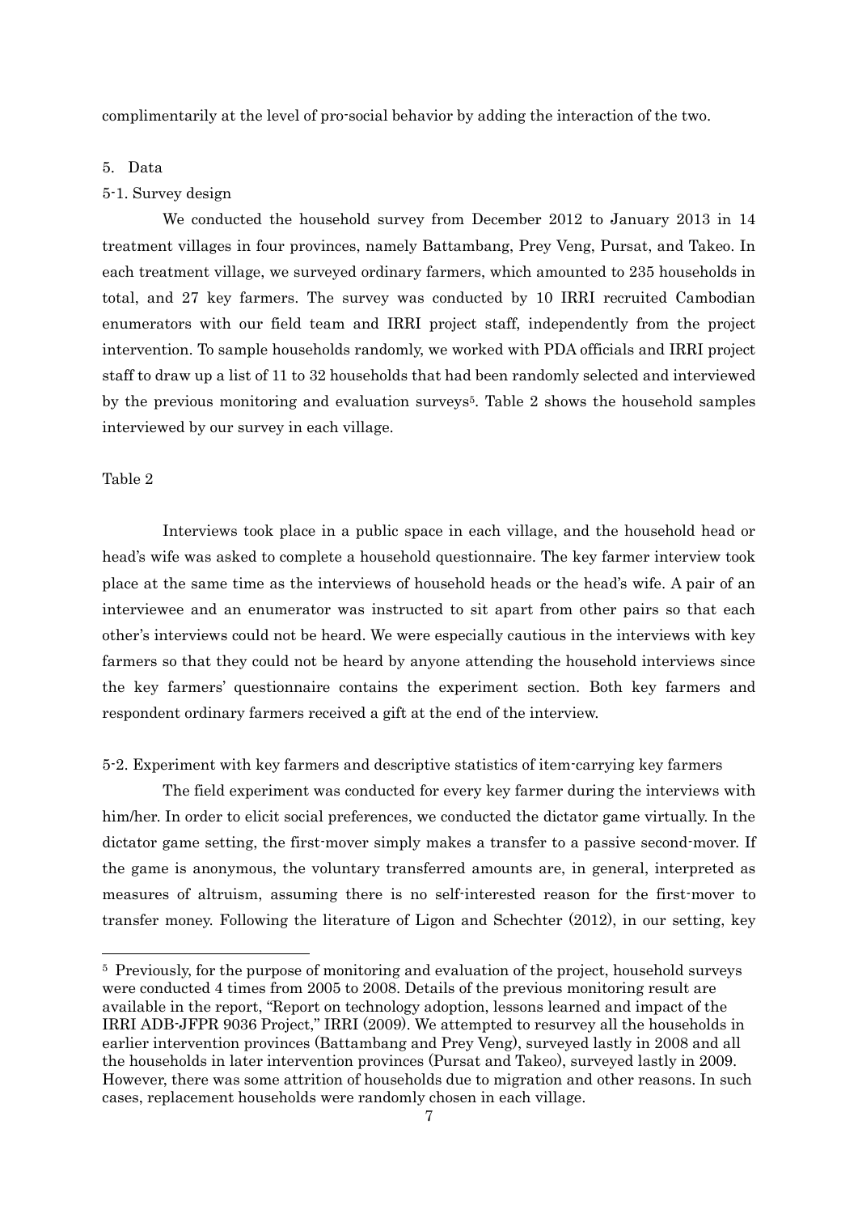complimentarily at the level of pro-social behavior by adding the interaction of the two.

## 5. Data

### 5-1. Survey design

We conducted the household survey from December 2012 to January 2013 in 14 treatment villages in four provinces, namely Battambang, Prey Veng, Pursat, and Takeo. In each treatment village, we surveyed ordinary farmers, which amounted to 235 households in total, and 27 key farmers. The survey was conducted by 10 IRRI recruited Cambodian enumerators with our field team and IRRI project staff, independently from the project intervention. To sample households randomly, we worked with PDA officials and IRRI project staff to draw up a list of 11 to 32 households that had been randomly selected and interviewed by the previous monitoring and evaluation surveys[5]. Table 2 shows the household samples interviewed by our survey in each village.

Table 2

Interviews took place in a public space in each village, and the household head or head's wife was asked to complete a household questionnaire. The key farmer interview took place at the same time as the interviews of household heads or the head's wife. A pair of an interviewee and an enumerator was instructed to sit apart from other pairs so that each other's interviews could not be heard. We were especially cautious in the interviews with key farmers so that they could not be heard by anyone attending the household interviews since the key farmers' questionnaire contains the experiment section. Both key farmers and respondent ordinary farmers received a gift at the end of the interview.

### 5-2. Experiment with key farmers and descriptive statistics of item-carrying key farmers

The field experiment was conducted for every key farmer during the interviews with him/her. In order to elicit social preferences, we conducted the dictator game virtually. In the dictator game setting, the first-mover simply makes a transfer to a passive second-mover. If the game is anonymous, the voluntary transferred amounts are, in general, interpreted as measures of altruism, assuming there is no self-interested reason for the first-mover to transfer money. Following the literature of Ligon and Schechter (2012), in our setting, key

[5] Previously, for the purpose of monitoring and evaluation of the project, household surveys were conducted 4 times from 2005 to 2008. Details of the previous monitoring result are available in the report, "Report on technology adoption, lessons learned and impact of the IRRI ADB-JFPR 9036 Project," IRRI (2009). We attempted to resurvey all the households in earlier intervention provinces (Battambang and Prey Veng), surveyed lastly in 2008 and all the households in later intervention provinces (Pursat and Takeo), surveyed lastly in 2009. However, there was some attrition of households due to migration and other reasons. In such cases, replacement households were randomly chosen in each village.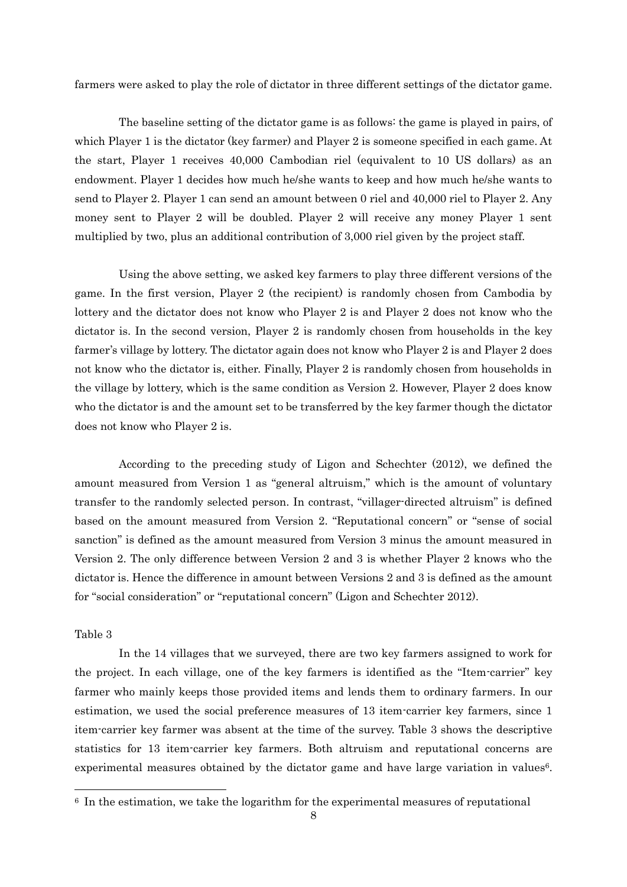farmers were asked to play the role of dictator in three different settings of the dictator game.

The baseline setting of the dictator game is as follows: the game is played in pairs, of which Player 1 is the dictator (key farmer) and Player 2 is someone specified in each game. At the start, Player 1 receives 40,000 Cambodian riel (equivalent to 10 US dollars) as an endowment. Player 1 decides how much he/she wants to keep and how much he/she wants to send to Player 2. Player 1 can send an amount between 0 riel and 40,000 riel to Player 2. Any money sent to Player 2 will be doubled. Player 2 will receive any money Player 1 sent multiplied by two, plus an additional contribution of 3,000 riel given by the project staff.

Using the above setting, we asked key farmers to play three different versions of the game. In the first version, Player 2 (the recipient) is randomly chosen from Cambodia by lottery and the dictator does not know who Player 2 is and Player 2 does not know who the dictator is. In the second version, Player 2 is randomly chosen from households in the key farmer's village by lottery. The dictator again does not know who Player 2 is and Player 2 does not know who the dictator is, either. Finally, Player 2 is randomly chosen from households in the village by lottery, which is the same condition as Version 2. However, Player 2 does know who the dictator is and the amount set to be transferred by the key farmer though the dictator does not know who Player 2 is.

According to the preceding study of Ligon and Schechter (2012), we defined the amount measured from Version 1 as "general altruism," which is the amount of voluntary transfer to the randomly selected person. In contrast, "villager-directed altruism" is defined based on the amount measured from Version 2. "Reputational concern" or "sense of social sanction" is defined as the amount measured from Version 3 minus the amount measured in Version 2. The only difference between Version 2 and 3 is whether Player 2 knows who the dictator is. Hence the difference in amount between Versions 2 and 3 is defined as the amount for "social consideration" or "reputational concern" (Ligon and Schechter 2012).

Table 3

In the 14 villages that we surveyed, there are two key farmers assigned to work for the project. In each village, one of the key farmers is identified as the "Item-carrier" key farmer who mainly keeps those provided items and lends them to ordinary farmers. In our estimation, we used the social preference measures of 13 item-carrier key farmers, since 1 item-carrier key farmer was absent at the time of the survey. Table 3 shows the descriptive statistics for 13 item-carrier key farmers. Both altruism and reputational concerns are experimental measures obtained by the dictator game and have large variation in values[6].

[6] In the estimation, we take the logarithm for the experimental measures of reputational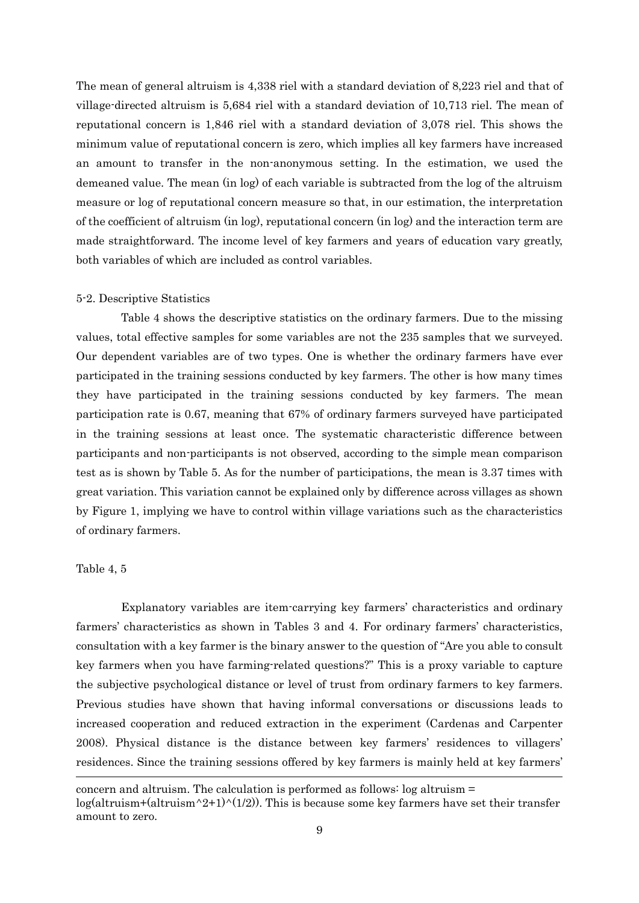The mean of general altruism is 4,338 riel with a standard deviation of 8,223 riel and that of village-directed altruism is 5,684 riel with a standard deviation of 10,713 riel. The mean of reputational concern is 1,846 riel with a standard deviation of 3,078 riel. This shows the minimum value of reputational concern is zero, which implies all key farmers have increased an amount to transfer in the non-anonymous setting. In the estimation, we used the demeaned value. The mean (in log) of each variable is subtracted from the log of the altruism measure or log of reputational concern measure so that, in our estimation, the interpretation of the coefficient of altruism (in log), reputational concern (in log) and the interaction term are made straightforward. The income level of key farmers and years of education vary greatly, both variables of which are included as control variables.

5-2. Descriptive Statistics

Table 4 shows the descriptive statistics on the ordinary farmers. Due to the missing values, total effective samples for some variables are not the 235 samples that we surveyed. Our dependent variables are of two types. One is whether the ordinary farmers have ever participated in the training sessions conducted by key farmers. The other is how many times they have participated in the training sessions conducted by key farmers. The mean participation rate is 0.67, meaning that 67% of ordinary farmers surveyed have participated in the training sessions at least once. The systematic characteristic difference between participants and non-participants is not observed, according to the simple mean comparison test as is shown by Table 5. As for the number of participations, the mean is 3.37 times with great variation. This variation cannot be explained only by difference across villages as shown by Figure 1, implying we have to control within village variations such as the characteristics of ordinary farmers.

Table 4, 5

Explanatory variables are item-carrying key farmers' characteristics and ordinary farmers' characteristics as shown in Tables 3 and 4. For ordinary farmers' characteristics, consultation with a key farmer is the binary answer to the question of "Are you able to consult key farmers when you have farming-related questions?" This is a proxy variable to capture the subjective psychological distance or level of trust from ordinary farmers to key farmers. Previous studies have shown that having informal conversations or discussions leads to increased cooperation and reduced extraction in the experiment (Cardenas and Carpenter 2008). Physical distance is the distance between key farmers' residences to villagers' residences. Since the training sessions offered by key farmers is mainly held at key farmers'

---

concern and altruism. The calculation is performed as follows: log altruism = log(altruism+(altruism^2+1)^(1/2)). This is because some key farmers have set their transfer amount to zero.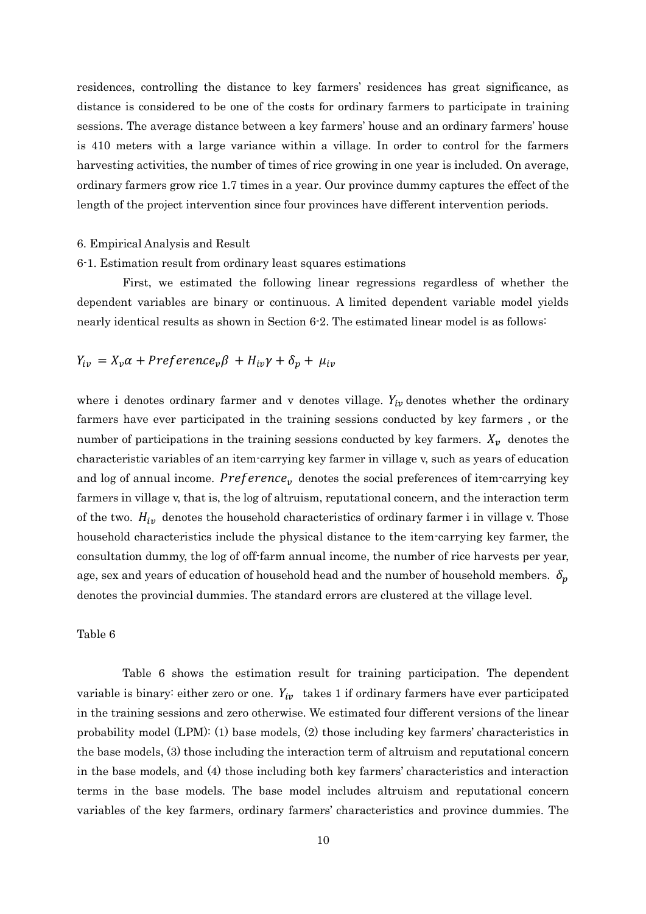residences, controlling the distance to key farmers' residences has great significance, as distance is considered to be one of the costs for ordinary farmers to participate in training sessions. The average distance between a key farmers' house and an ordinary farmers' house is 410 meters with a large variance within a village. In order to control for the farmers harvesting activities, the number of times of rice growing in one year is included. On average, ordinary farmers grow rice 1.7 times in a year. Our province dummy captures the effect of the length of the project intervention since four provinces have different intervention periods.

## 6. Empirical Analysis and Result

### 6-1. Estimation result from ordinary least squares estimations

First, we estimated the following linear regressions regardless of whether the dependent variables are binary or continuous. A limited dependent variable model yields nearly identical results as shown in Section 6-2. The estimated linear model is as follows:

$$Y_{iv} = X_v\alpha + Preference_v\beta + H_{iv}\gamma + \delta_p + \mu_{iv}$$

where i denotes ordinary farmer and v denotes village. $Y_{iv}$ denotes whether the ordinary farmers have ever participated in the training sessions conducted by key farmers , or the number of participations in the training sessions conducted by key farmers. $X_v$ denotes the characteristic variables of an item-carrying key farmer in village v, such as years of education and log of annual income. $Preference_v$ denotes the social preferences of item-carrying key farmers in village v, that is, the log of altruism, reputational concern, and the interaction term of the two. $H_{iv}$ denotes the household characteristics of ordinary farmer i in village v. Those household characteristics include the physical distance to the item-carrying key farmer, the consultation dummy, the log of off-farm annual income, the number of rice harvests per year, age, sex and years of education of household head and the number of household members. $\delta_p$ denotes the provincial dummies. The standard errors are clustered at the village level.

Table 6

Table 6 shows the estimation result for training participation. The dependent variable is binary: either zero or one. $Y_{iv}$ takes 1 if ordinary farmers have ever participated in the training sessions and zero otherwise. We estimated four different versions of the linear probability model (LPM): (1) base models, (2) those including key farmers' characteristics in the base models, (3) those including the interaction term of altruism and reputational concern in the base models, and (4) those including both key farmers' characteristics and interaction terms in the base models. The base model includes altruism and reputational concern variables of the key farmers, ordinary farmers' characteristics and province dummies. The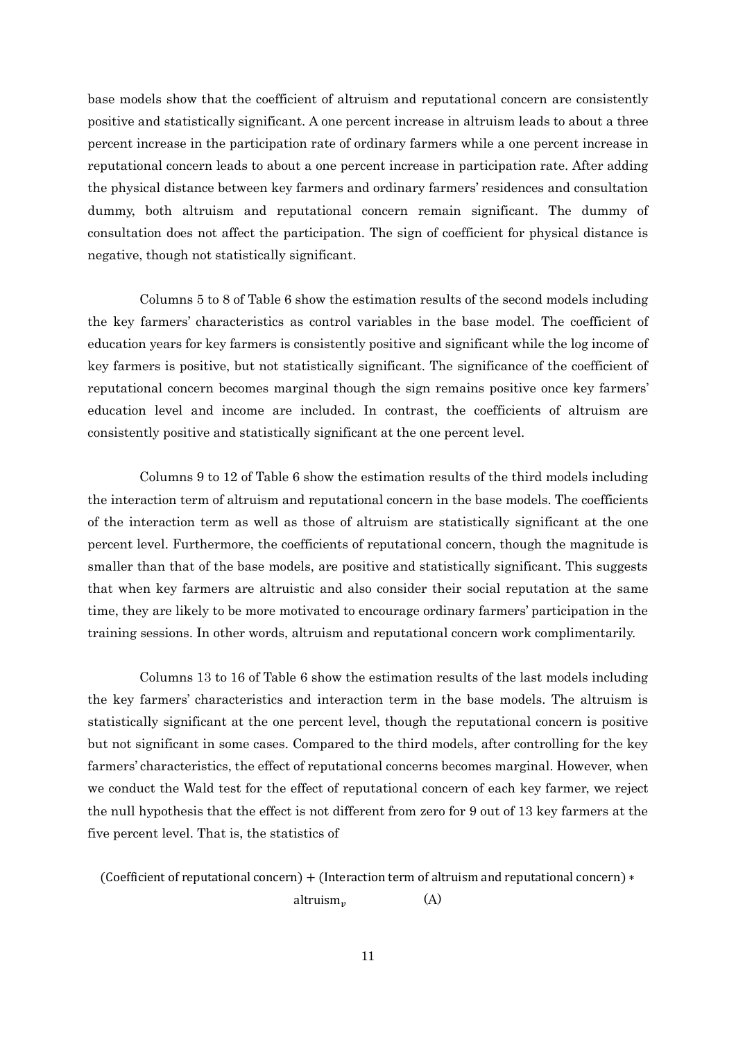base models show that the coefficient of altruism and reputational concern are consistently positive and statistically significant. A one percent increase in altruism leads to about a three percent increase in the participation rate of ordinary farmers while a one percent increase in reputational concern leads to about a one percent increase in participation rate. After adding the physical distance between key farmers and ordinary farmers' residences and consultation dummy, both altruism and reputational concern remain significant. The dummy of consultation does not affect the participation. The sign of coefficient for physical distance is negative, though not statistically significant.

Columns 5 to 8 of Table 6 show the estimation results of the second models including the key farmers' characteristics as control variables in the base model. The coefficient of education years for key farmers is consistently positive and significant while the log income of key farmers is positive, but not statistically significant. The significance of the coefficient of reputational concern becomes marginal though the sign remains positive once key farmers' education level and income are included. In contrast, the coefficients of altruism are consistently positive and statistically significant at the one percent level.

Columns 9 to 12 of Table 6 show the estimation results of the third models including the interaction term of altruism and reputational concern in the base models. The coefficients of the interaction term as well as those of altruism are statistically significant at the one percent level. Furthermore, the coefficients of reputational concern, though the magnitude is smaller than that of the base models, are positive and statistically significant. This suggests that when key farmers are altruistic and also consider their social reputation at the same time, they are likely to be more motivated to encourage ordinary farmers' participation in the training sessions. In other words, altruism and reputational concern work complimentarily.

Columns 13 to 16 of Table 6 show the estimation results of the last models including the key farmers' characteristics and interaction term in the base models. The altruism is statistically significant at the one percent level, though the reputational concern is positive but not significant in some cases. Compared to the third models, after controlling for the key farmers' characteristics, the effect of reputational concerns becomes marginal. However, when we conduct the Wald test for the effect of reputational concern of each key farmer, we reject the null hypothesis that the effect is not different from zero for 9 out of 13 key farmers at the five percent level. That is, the statistics of

$$\text{(Coefficient of reputational concern)} + \text{(Interaction term of altruism and reputational concern)} * \text{altruism}_v \qquad \text{(A)}$$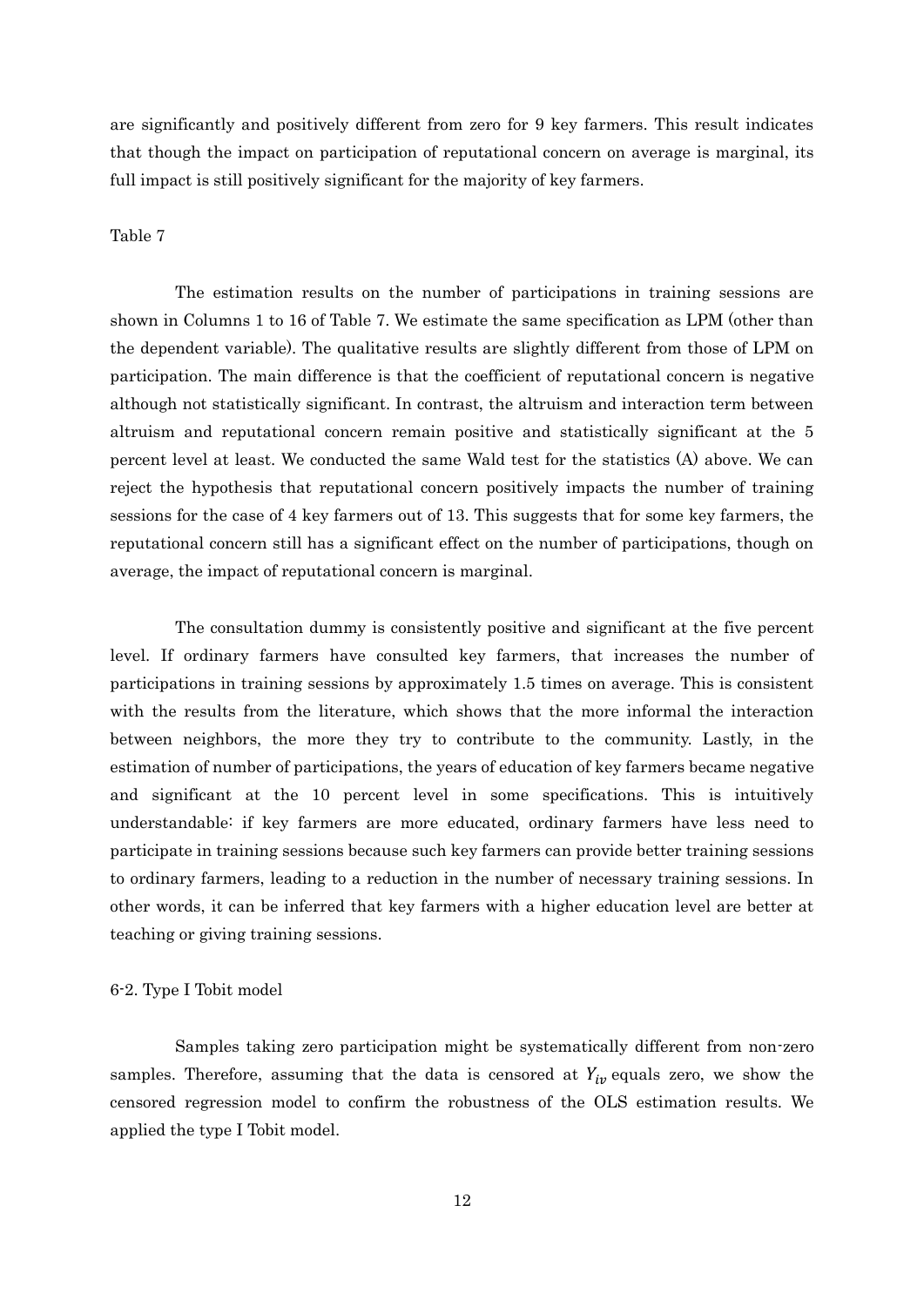are significantly and positively different from zero for 9 key farmers. This result indicates that though the impact on participation of reputational concern on average is marginal, its full impact is still positively significant for the majority of key farmers.

Table 7

The estimation results on the number of participations in training sessions are shown in Columns 1 to 16 of Table 7. We estimate the same specification as LPM (other than the dependent variable). The qualitative results are slightly different from those of LPM on participation. The main difference is that the coefficient of reputational concern is negative although not statistically significant. In contrast, the altruism and interaction term between altruism and reputational concern remain positive and statistically significant at the 5 percent level at least. We conducted the same Wald test for the statistics (A) above. We can reject the hypothesis that reputational concern positively impacts the number of training sessions for the case of 4 key farmers out of 13. This suggests that for some key farmers, the reputational concern still has a significant effect on the number of participations, though on average, the impact of reputational concern is marginal.

The consultation dummy is consistently positive and significant at the five percent level. If ordinary farmers have consulted key farmers, that increases the number of participations in training sessions by approximately 1.5 times on average. This is consistent with the results from the literature, which shows that the more informal the interaction between neighbors, the more they try to contribute to the community. Lastly, in the estimation of number of participations, the years of education of key farmers became negative and significant at the 10 percent level in some specifications. This is intuitively understandable: if key farmers are more educated, ordinary farmers have less need to participate in training sessions because such key farmers can provide better training sessions to ordinary farmers, leading to a reduction in the number of necessary training sessions. In other words, it can be inferred that key farmers with a higher education level are better at teaching or giving training sessions.

6-2. Type I Tobit model

Samples taking zero participation might be systematically different from non-zero samples. Therefore, assuming that the data is censored at $Y_{iv}$ equals zero, we show the censored regression model to confirm the robustness of the OLS estimation results. We applied the type I Tobit model.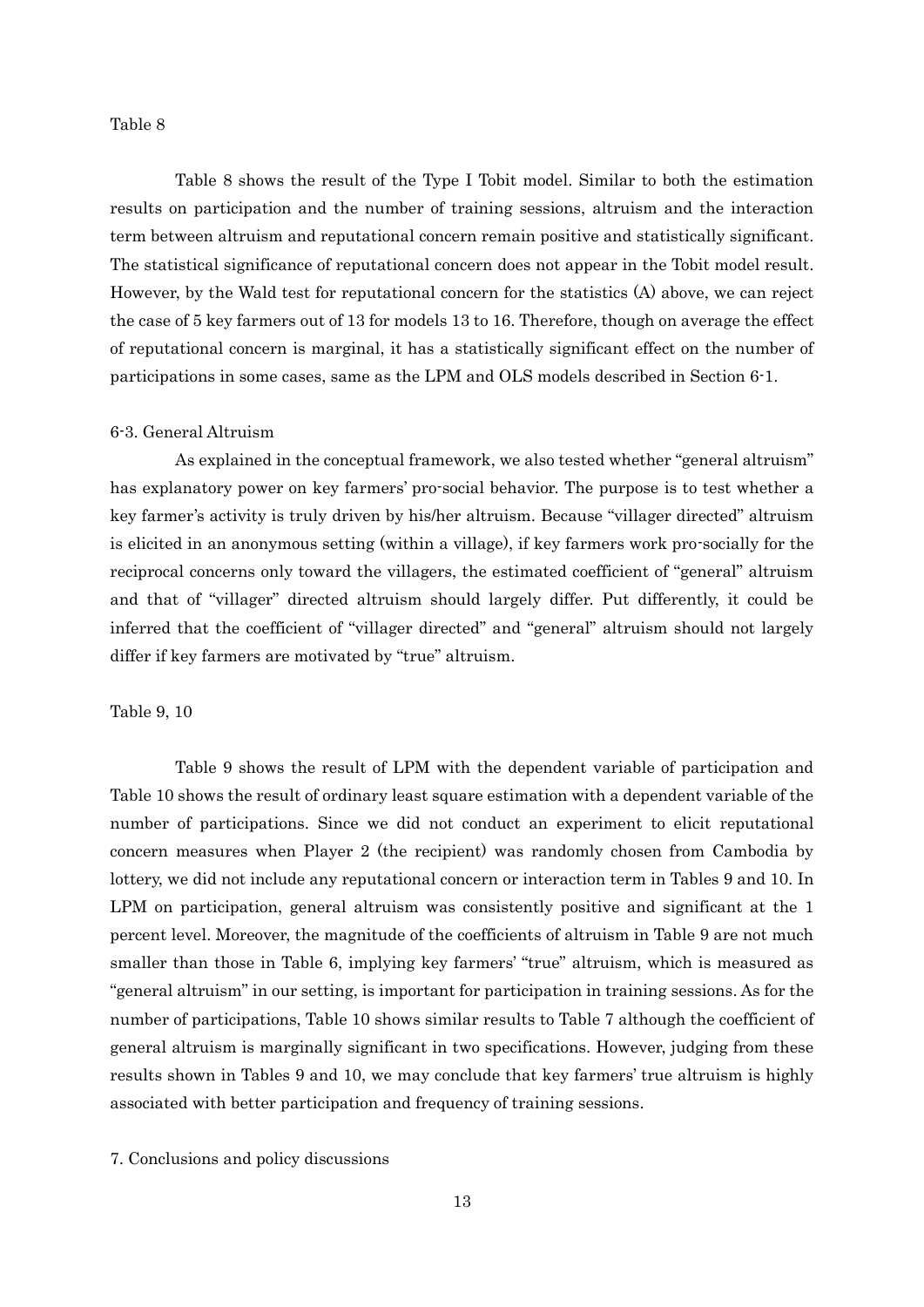Table 8

Table 8 shows the result of the Type I Tobit model. Similar to both the estimation results on participation and the number of training sessions, altruism and the interaction term between altruism and reputational concern remain positive and statistically significant. The statistical significance of reputational concern does not appear in the Tobit model result. However, by the Wald test for reputational concern for the statistics (A) above, we can reject the case of 5 key farmers out of 13 for models 13 to 16. Therefore, though on average the effect of reputational concern is marginal, it has a statistically significant effect on the number of participations in some cases, same as the LPM and OLS models described in Section 6-1.

## 6-3. General Altruism

As explained in the conceptual framework, we also tested whether "general altruism" has explanatory power on key farmers' pro-social behavior. The purpose is to test whether a key farmer's activity is truly driven by his/her altruism. Because "villager directed" altruism is elicited in an anonymous setting (within a village), if key farmers work pro-socially for the reciprocal concerns only toward the villagers, the estimated coefficient of "general" altruism and that of "villager" directed altruism should largely differ. Put differently, it could be inferred that the coefficient of "villager directed" and "general" altruism should not largely differ if key farmers are motivated by "true" altruism.

Table 9, 10

Table 9 shows the result of LPM with the dependent variable of participation and Table 10 shows the result of ordinary least square estimation with a dependent variable of the number of participations. Since we did not conduct an experiment to elicit reputational concern measures when Player 2 (the recipient) was randomly chosen from Cambodia by lottery, we did not include any reputational concern or interaction term in Tables 9 and 10. In LPM on participation, general altruism was consistently positive and significant at the 1 percent level. Moreover, the magnitude of the coefficients of altruism in Table 9 are not much smaller than those in Table 6, implying key farmers' "true" altruism, which is measured as "general altruism" in our setting, is important for participation in training sessions. As for the number of participations, Table 10 shows similar results to Table 7 although the coefficient of general altruism is marginally significant in two specifications. However, judging from these results shown in Tables 9 and 10, we may conclude that key farmers' true altruism is highly associated with better participation and frequency of training sessions.

## 7. Conclusions and policy discussions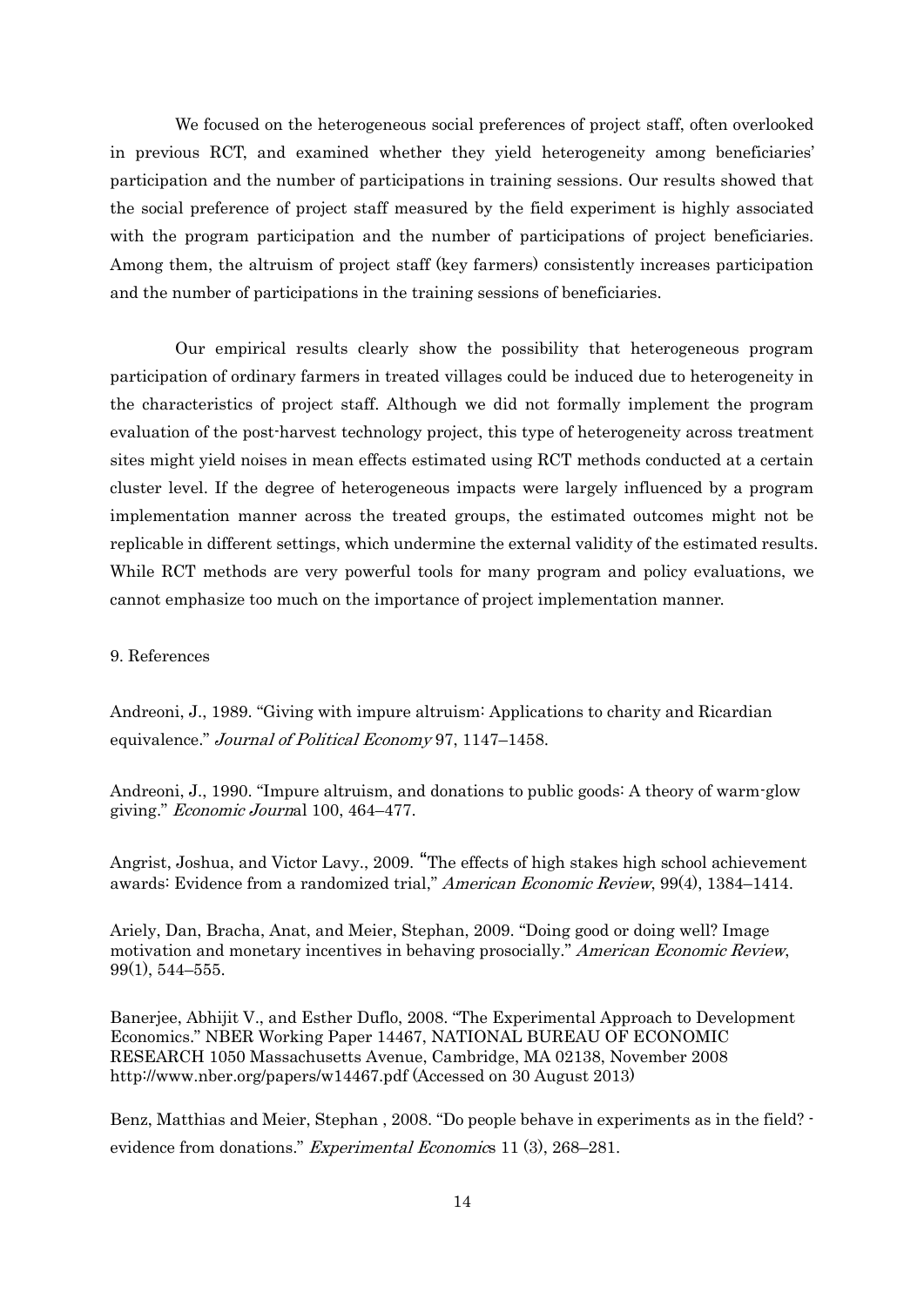We focused on the heterogeneous social preferences of project staff, often overlooked in previous RCT, and examined whether they yield heterogeneity among beneficiaries' participation and the number of participations in training sessions. Our results showed that the social preference of project staff measured by the field experiment is highly associated with the program participation and the number of participations of project beneficiaries. Among them, the altruism of project staff (key farmers) consistently increases participation and the number of participations in the training sessions of beneficiaries.

Our empirical results clearly show the possibility that heterogeneous program participation of ordinary farmers in treated villages could be induced due to heterogeneity in the characteristics of project staff. Although we did not formally implement the program evaluation of the post-harvest technology project, this type of heterogeneity across treatment sites might yield noises in mean effects estimated using RCT methods conducted at a certain cluster level. If the degree of heterogeneous impacts were largely influenced by a program implementation manner across the treated groups, the estimated outcomes might not be replicable in different settings, which undermine the external validity of the estimated results. While RCT methods are very powerful tools for many program and policy evaluations, we cannot emphasize too much on the importance of project implementation manner.

## 9. References

Andreoni, J., 1989. "Giving with impure altruism: Applications to charity and Ricardian equivalence." *Journal of Political Economy* 97, 1147–1458.

Andreoni, J., 1990. "Impure altruism, and donations to public goods: A theory of warm-glow giving." *Economic Journal* 100, 464–477.

Angrist, Joshua, and Victor Lavy., 2009. "The effects of high stakes high school achievement awards: Evidence from a randomized trial," *American Economic Review*, 99(4), 1384–1414.

Ariely, Dan, Bracha, Anat, and Meier, Stephan, 2009. "Doing good or doing well? Image motivation and monetary incentives in behaving prosocially." *American Economic Review*, 99(1), 544–555.

Banerjee, Abhijit V., and Esther Duflo, 2008. "The Experimental Approach to Development Economics." NBER Working Paper 14467, NATIONAL BUREAU OF ECONOMIC RESEARCH 1050 Massachusetts Avenue, Cambridge, MA 02138, November 2008 http://www.nber.org/papers/w14467.pdf (Accessed on 30 August 2013)

Benz, Matthias and Meier, Stephan , 2008. "Do people behave in experiments as in the field? - evidence from donations." *Experimental Economics* 11 (3), 268–281.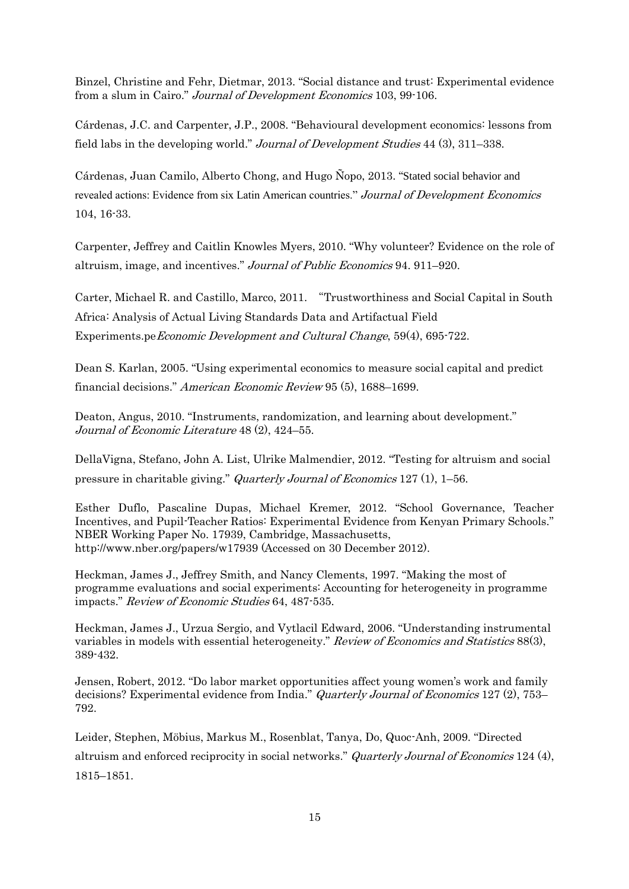Binzel, Christine and Fehr, Dietmar, 2013. "Social distance and trust: Experimental evidence from a slum in Cairo." *Journal of Development Economics* 103, 99-106.

Cárdenas, J.C. and Carpenter, J.P., 2008. "Behavioural development economics: lessons from field labs in the developing world." *Journal of Development Studies* 44 (3), 311–338.

Cárdenas, Juan Camilo, Alberto Chong, and Hugo Ñopo, 2013. "Stated social behavior and revealed actions: Evidence from six Latin American countries." *Journal of Development Economics* 104, 16-33.

Carpenter, Jeffrey and Caitlin Knowles Myers, 2010. "Why volunteer? Evidence on the role of altruism, image, and incentives." *Journal of Public Economics* 94. 911–920.

Carter, Michael R. and Castillo, Marco, 2011. "Trustworthiness and Social Capital in South Africa: Analysis of Actual Living Standards Data and Artifactual Field Experiments.pe*Economic Development and Cultural Change*, 59(4), 695-722.

Dean S. Karlan, 2005. "Using experimental economics to measure social capital and predict financial decisions." *American Economic Review* 95 (5), 1688–1699.

Deaton, Angus, 2010. "Instruments, randomization, and learning about development." *Journal of Economic Literature* 48 (2), 424–55.

DellaVigna, Stefano, John A. List, Ulrike Malmendier, 2012. "Testing for altruism and social pressure in charitable giving." *Quarterly Journal of Economics* 127 (1), 1–56.

Esther Duflo, Pascaline Dupas, Michael Kremer, 2012. "School Governance, Teacher Incentives, and Pupil-Teacher Ratios: Experimental Evidence from Kenyan Primary Schools." NBER Working Paper No. 17939, Cambridge, Massachusetts, http://www.nber.org/papers/w17939 (Accessed on 30 December 2012).

Heckman, James J., Jeffrey Smith, and Nancy Clements, 1997. "Making the most of programme evaluations and social experiments: Accounting for heterogeneity in programme impacts." *Review of Economic Studies* 64, 487-535.

Heckman, James J., Urzua Sergio, and Vytlacil Edward, 2006. "Understanding instrumental variables in models with essential heterogeneity." *Review of Economics and Statistics* 88(3), 389-432.

Jensen, Robert, 2012. "Do labor market opportunities affect young women's work and family decisions? Experimental evidence from India." *Quarterly Journal of Economics* 127 (2), 753–792.

Leider, Stephen, Möbius, Markus M., Rosenblat, Tanya, Do, Quoc-Anh, 2009. "Directed altruism and enforced reciprocity in social networks." *Quarterly Journal of Economics* 124 (4), 1815–1851.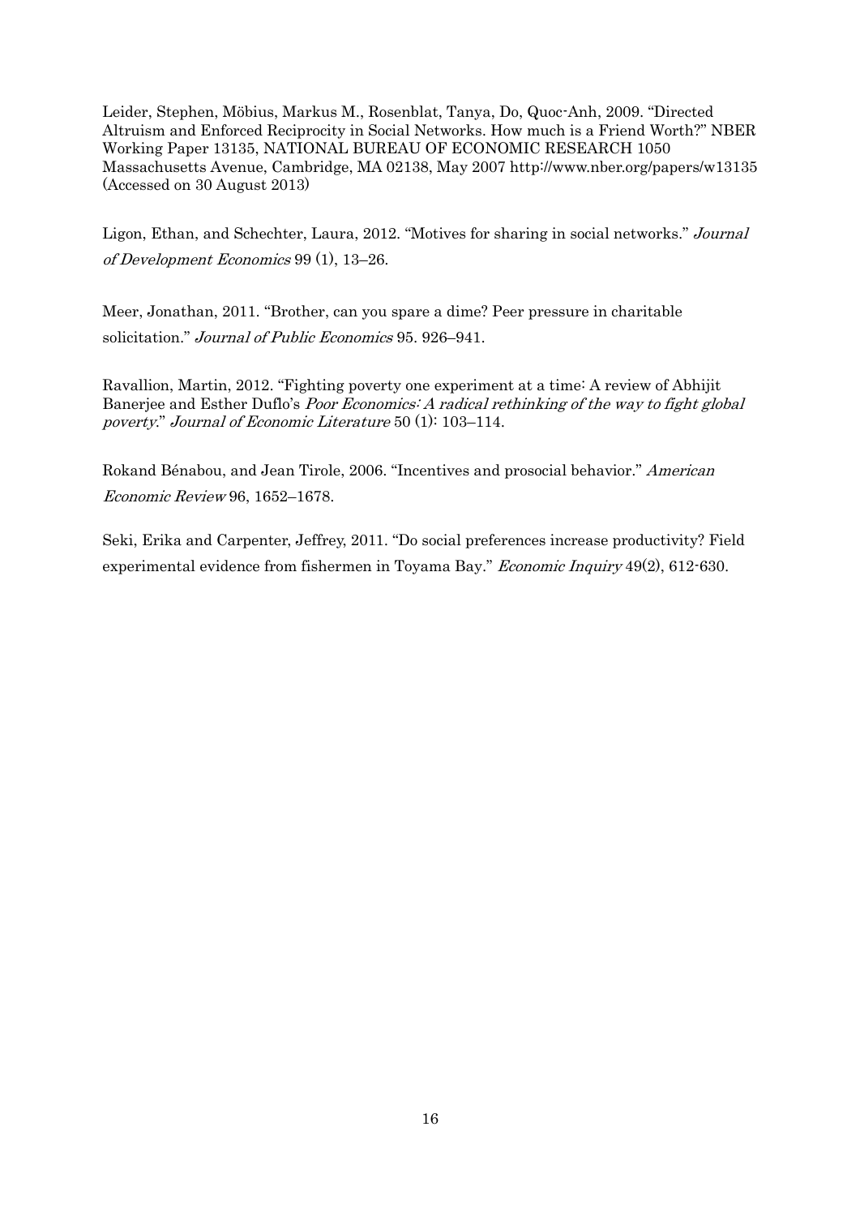Leider, Stephen, Möbius, Markus M., Rosenblat, Tanya, Do, Quoc-Anh, 2009. "Directed Altruism and Enforced Reciprocity in Social Networks. How much is a Friend Worth?" NBER Working Paper 13135, NATIONAL BUREAU OF ECONOMIC RESEARCH 1050 Massachusetts Avenue, Cambridge, MA 02138, May 2007 http://www.nber.org/papers/w13135 (Accessed on 30 August 2013)

Ligon, Ethan, and Schechter, Laura, 2012. "Motives for sharing in social networks." *Journal of Development Economics* 99 (1), 13–26.

Meer, Jonathan, 2011. "Brother, can you spare a dime? Peer pressure in charitable solicitation." *Journal of Public Economics* 95. 926–941.

Ravallion, Martin, 2012. "Fighting poverty one experiment at a time: A review of Abhijit Banerjee and Esther Duflo's *Poor Economics: A radical rethinking of the way to fight global poverty*." *Journal of Economic Literature* 50 (1): 103–114.

Rokand Bénabou, and Jean Tirole, 2006. "Incentives and prosocial behavior." *American Economic Review* 96, 1652–1678.

Seki, Erika and Carpenter, Jeffrey, 2011. "Do social preferences increase productivity? Field experimental evidence from fishermen in Toyama Bay." *Economic Inquiry* 49(2), 612-630.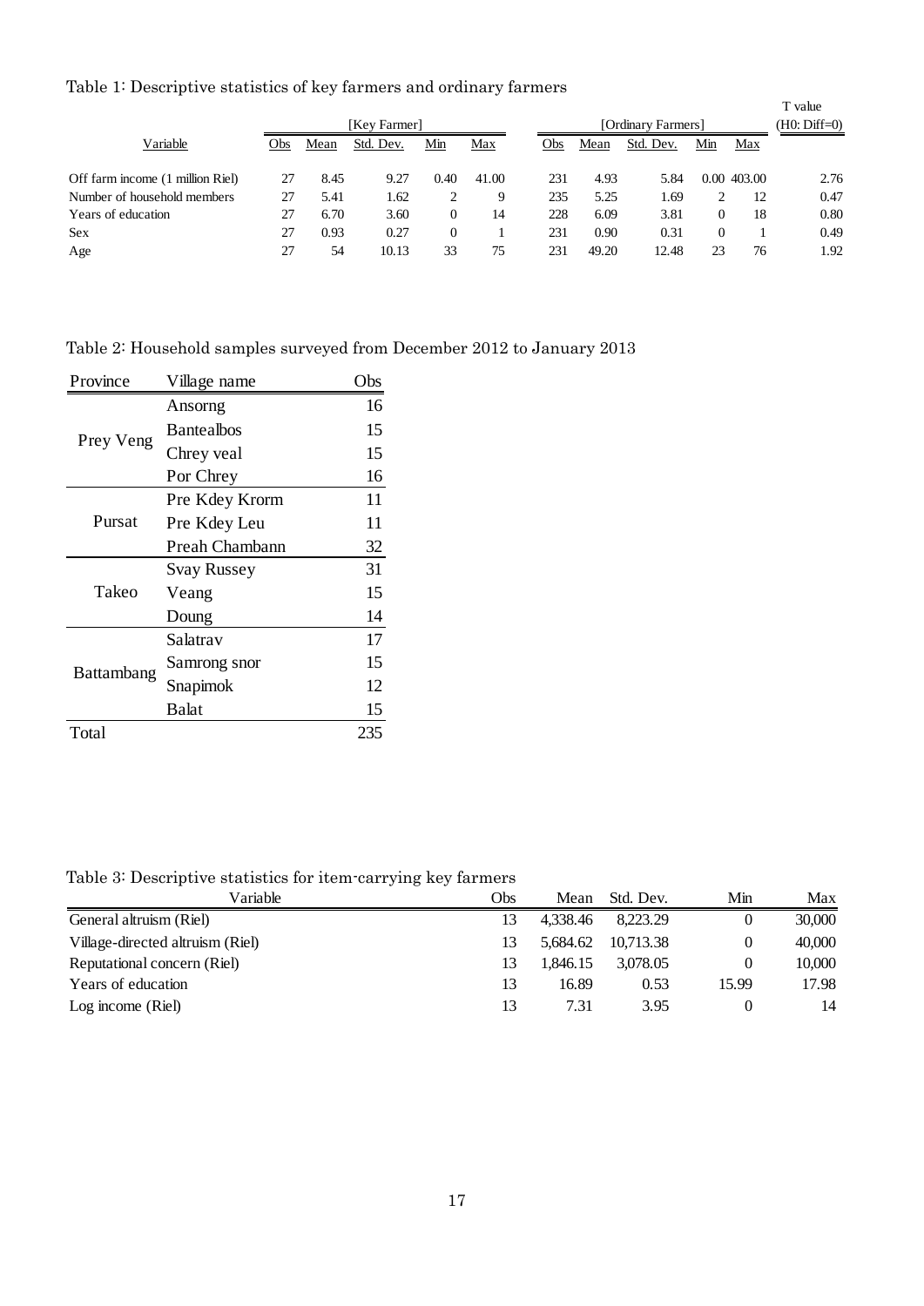Table 1: Descriptive statistics of key farmers and ordinary farmers

| Variable | [Key Farmer] | | | | | [Ordinary Farmers] | | | | | T value |
|---|---|---|---|---|---|---|---|---|---|---|---|
| | Obs | Mean | Std. Dev. | Min | Max | Obs | Mean | Std. Dev. | Min | Max | (H0: Diff=0) |
| Off farm income (1 million Riel) | 27 | 8.45 | 9.27 | 0.40 | 41.00 | 231 | 4.93 | 5.84 | 0.00 | 403.00 | 2.76 |
| Number of household members | 27 | 5.41 | 1.62 | 2 | 9 | 235 | 5.25 | 1.69 | 2 | 12 | 0.47 |
| Years of education | 27 | 6.70 | 3.60 | 0 | 14 | 228 | 6.09 | 3.81 | 0 | 18 | 0.80 |
| Sex | 27 | 0.93 | 0.27 | 0 | 1 | 231 | 0.90 | 0.31 | 0 | 1 | 0.49 |
| Age | 27 | 54 | 10.13 | 33 | 75 | 231 | 49.20 | 12.48 | 23 | 76 | 1.92 |

Table 2: Household samples surveyed from December 2012 to January 2013

| Province | Village name | Obs |
|---|---|---|
| Prey Veng | Ansorng | 16 |
| | Bantealbos | 15 |
| | Chrey veal | 15 |
| | Por Chrey | 16 |
| Pursat | Pre Kdey Krorm | 11 |
| | Pre Kdey Leu | 11 |
| | Preah Chambann | 32 |
| Takeo | Svay Russey | 31 |
| | Veang | 15 |
| | Doung | 14 |
| Battambang | Salatrav | 17 |
| | Samrong snor | 15 |
| | Snapimok | 12 |
| | Balat | 15 |
| Total | | 235 |

Table 3: Descriptive statistics for item-carrying key farmers

| Variable | Obs | Mean | Std. Dev. | Min | Max |
|---|---|---|---|---|---|
| General altruism (Riel) | 13 | 4,338.46 | 8,223.29 | 0 | 30,000 |
| Village-directed altruism (Riel) | 13 | 5,684.62 | 10,713.38 | 0 | 40,000 |
| Reputational concern (Riel) | 13 | 1,846.15 | 3,078.05 | 0 | 10,000 |
| Years of education | 13 | 16.89 | 0.53 | 15.99 | 17.98 |
| Log income (Riel) | 13 | 7.31 | 3.95 | 0 | 14 |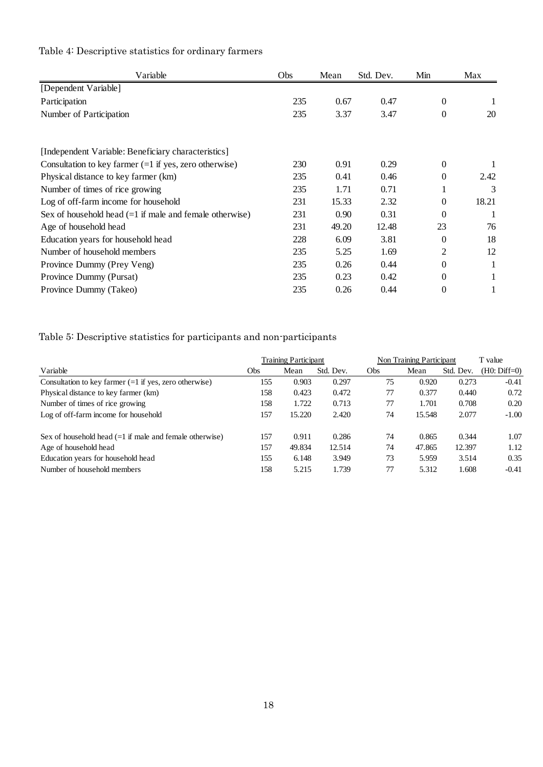Table 4: Descriptive statistics for ordinary farmers

| Variable | Obs | Mean | Std. Dev. | Min | Max |
|---|---|---|---|---|---|
| [Dependent Variable] | | | | | |
| Participation | 235 | 0.67 | 0.47 | 0 | 1 |
| Number of Participation | 235 | 3.37 | 3.47 | 0 | 20 |
| | | | | | |
| [Independent Variable: Beneficiary characteristics] | | | | | |
| Consultation to key farmer (=1 if yes, zero otherwise) | 230 | 0.91 | 0.29 | 0 | 1 |
| Physical distance to key farmer (km) | 235 | 0.41 | 0.46 | 0 | 2.42 |
| Number of times of rice growing | 235 | 1.71 | 0.71 | 1 | 3 |
| Log of off-farm income for household | 231 | 15.33 | 2.32 | 0 | 18.21 |
| Sex of household head (=1 if male and female otherwise) | 231 | 0.90 | 0.31 | 0 | 1 |
| Age of household head | 231 | 49.20 | 12.48 | 23 | 76 |
| Education years for household head | 228 | 6.09 | 3.81 | 0 | 18 |
| Number of household members | 235 | 5.25 | 1.69 | 2 | 12 |
| Province Dummy (Prey Veng) | 235 | 0.26 | 0.44 | 0 | 1 |
| Province Dummy (Pursat) | 235 | 0.23 | 0.42 | 0 | 1 |
| Province Dummy (Takeo) | 235 | 0.26 | 0.44 | 0 | 1 |

Table 5: Descriptive statistics for participants and non-participants

| | Training Participant | | | Non Training Participant | | | T value |
|---|---|---|---|---|---|---|---|
| Variable | Obs | Mean | Std. Dev. | Obs | Mean | Std. Dev. | (H0: Diff=0) |
| Consultation to key farmer (=1 if yes, zero otherwise) | 155 | 0.903 | 0.297 | 75 | 0.920 | 0.273 | -0.41 |
| Physical distance to key farmer (km) | 158 | 0.423 | 0.472 | 77 | 0.377 | 0.440 | 0.72 |
| Number of times of rice growing | 158 | 1.722 | 0.713 | 77 | 1.701 | 0.708 | 0.20 |
| Log of off-farm income for household | 157 | 15.220 | 2.420 | 74 | 15.548 | 2.077 | -1.00 |
| Sex of household head (=1 if male and female otherwise) | 157 | 0.911 | 0.286 | 74 | 0.865 | 0.344 | 1.07 |
| Age of household head | 157 | 49.834 | 12.514 | 74 | 47.865 | 12.397 | 1.12 |
| Education years for household head | 155 | 6.148 | 3.949 | 73 | 5.959 | 3.514 | 0.35 |
| Number of household members | 158 | 5.215 | 1.739 | 77 | 5.312 | 1.608 | -0.41 |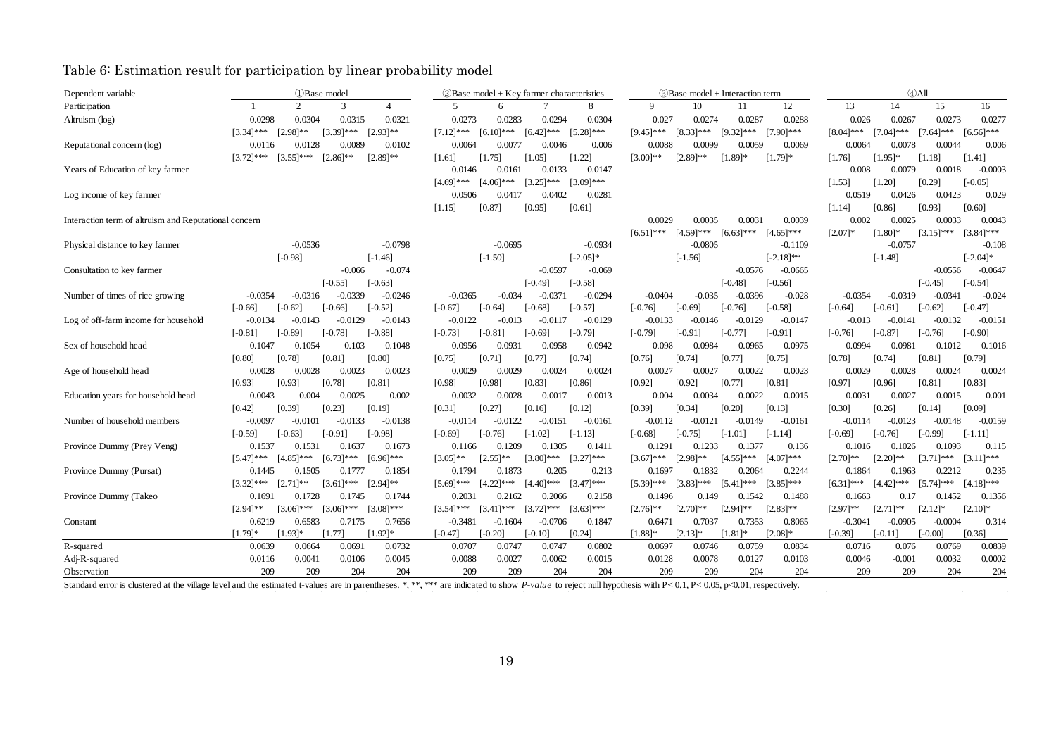Table 6: Estimation result for participation by linear probability model

| Dependent variable | ①Base model | | | | ②Base model + Key farmer characteristics | | | | ③Base model + Interaction term | | | | ④All | | | |
|---|---|---|---|---|---|---|---|---|---|---|---|---|---|---|---|---|
| Participation | 1 | 2 | 3 | 4 | 5 | 6 | 7 | 8 | 9 | 10 | 11 | 12 | 13 | 14 | 15 | 16 |
| Altruism (log) | 0.0298 | 0.0304 | 0.0315 | 0.0321 | 0.0273 | 0.0283 | 0.0294 | 0.0304 | 0.027 | 0.0274 | 0.0287 | 0.0288 | 0.026 | 0.0267 | 0.0273 | 0.0277 |
| | [3.34]*** | [2.98]** | [3.39]*** | [2.93]** | [7.12]*** | [6.10]*** | [6.42]*** | [5.28]*** | [9.45]*** | [8.33]*** | [9.32]*** | [7.90]*** | [8.04]*** | [7.04]*** | [7.64]*** | [6.56]*** |
| Reputational concern (log) | 0.0116 | 0.0128 | 0.0089 | 0.0102 | 0.0064 | 0.0077 | 0.0046 | 0.006 | 0.0088 | 0.0099 | 0.0059 | 0.0069 | 0.0064 | 0.0078 | 0.0044 | 0.006 |
| | [3.72]*** | [3.55]*** | [2.86]** | [2.89]** | [1.61] | [1.75] | [1.05] | [1.22] | [3.00]** | [2.89]** | [1.89]* | [1.79]* | [1.76] | [1.95]* | [1.18] | [1.41] |
| Years of Education of key farmer | | | | | 0.0146 | 0.0161 | 0.0133 | 0.0147 | | | | | 0.008 | 0.0079 | 0.0018 | -0.0003 |
| | | | | | [4.69]*** | [4.06]*** | [3.25]*** | [3.09]*** | | | | | [1.53] | [1.20] | [0.29] | [-0.05] |
| Log income of key farmer | | | | | 0.0506 | 0.0417 | 0.0402 | 0.0281 | | | | | 0.0519 | 0.0426 | 0.0423 | 0.029 |
| | | | | | [1.15] | [0.87] | [0.95] | [0.61] | | | | | [1.14] | [0.86] | [0.93] | [0.60] |
| Interaction term of altruism and Reputational concern | | | | | | | | | 0.0029 | 0.0035 | 0.0031 | 0.0039 | 0.002 | 0.0025 | 0.0033 | 0.0043 |
| | | | | | | | | | [6.51]*** | [4.59]*** | [6.63]*** | [4.65]*** | [2.07]* | [1.80]* | [3.15]*** | [3.84]*** |
| Physical distance to key farmer | | -0.0536 | | -0.0798 | | -0.0695 | | -0.0934 | | -0.0805 | | -0.1109 | | -0.0757 | | -0.108 |
| | | [-0.98] | | [-1.46] | | [-1.50] | | [-2.05]* | | [-1.56] | | [-2.18]** | | [-1.48] | | [-2.04]* |
| Consultation to key farmer | | | -0.066 | -0.074 | | | -0.0597 | -0.069 | | | -0.0576 | -0.0665 | | | -0.0556 | -0.0647 |
| | | | [-0.55] | [-0.63] | | | [-0.49] | [-0.58] | | | [-0.48] | [-0.56] | | | [-0.45] | [-0.54] |
| Number of times of rice growing | -0.0354 | -0.0316 | -0.0339 | -0.0246 | -0.0365 | -0.034 | -0.0371 | -0.0294 | -0.0404 | -0.035 | -0.0396 | -0.028 | -0.0354 | -0.0319 | -0.0341 | -0.024 |
| | [-0.66] | [-0.62] | [-0.66] | [-0.52] | [-0.67] | [-0.64] | [-0.68] | [-0.57] | [-0.76] | [-0.69] | [-0.76] | [-0.58] | [-0.64] | [-0.61] | [-0.62] | [-0.47] |
| Log of off-farm income for household | -0.0134 | -0.0143 | -0.0129 | -0.0143 | -0.0122 | -0.013 | -0.0117 | -0.0129 | -0.0133 | -0.0146 | -0.0129 | -0.0147 | -0.013 | -0.0141 | -0.0132 | -0.0151 |
| | [-0.81] | [-0.89] | [-0.78] | [-0.88] | [-0.73] | [-0.81] | [-0.69] | [-0.79] | [-0.79] | [-0.91] | [-0.77] | [-0.91] | [-0.76] | [-0.87] | [-0.76] | [-0.90] |
| Sex of household head | 0.1047 | 0.1054 | 0.103 | 0.1048 | 0.0956 | 0.0931 | 0.0958 | 0.0942 | 0.098 | 0.0984 | 0.0965 | 0.0975 | 0.0994 | 0.0981 | 0.1012 | 0.1016 |
| | [0.80] | [0.78] | [0.81] | [0.80] | [0.75] | [0.71] | [0.77] | [0.74] | [0.76] | [0.74] | [0.77] | [0.75] | [0.78] | [0.74] | [0.81] | [0.79] |
| Age of household head | 0.0028 | 0.0028 | 0.0023 | 0.0023 | 0.0029 | 0.0029 | 0.0024 | 0.0024 | 0.0027 | 0.0027 | 0.0022 | 0.0023 | 0.0029 | 0.0028 | 0.0024 | 0.0024 |
| | [0.93] | [0.93] | [0.78] | [0.81] | [0.98] | [0.98] | [0.83] | [0.86] | [0.92] | [0.92] | [0.77] | [0.81] | [0.97] | [0.96] | [0.81] | [0.83] |
| Education years for household head | 0.0043 | 0.004 | 0.0025 | 0.002 | 0.0032 | 0.0028 | 0.0017 | 0.0013 | 0.004 | 0.0034 | 0.0022 | 0.0015 | 0.0031 | 0.0027 | 0.0015 | 0.001 |
| | [0.42] | [0.39] | [0.23] | [0.19] | [0.31] | [0.27] | [0.16] | [0.12] | [0.39] | [0.34] | [0.20] | [0.13] | [0.30] | [0.26] | [0.14] | [0.09] |
| Number of household members | -0.0097 | -0.0101 | -0.0133 | -0.0138 | -0.0114 | -0.0122 | -0.0151 | -0.0161 | -0.0112 | -0.0121 | -0.0149 | -0.0161 | -0.0114 | -0.0123 | -0.0148 | -0.0159 |
| | [-0.59] | [-0.63] | [-0.91] | [-0.98] | [-0.69] | [-0.76] | [-1.02] | [-1.13] | [-0.68] | [-0.75] | [-1.01] | [-1.14] | [-0.69] | [-0.76] | [-0.99] | [-1.11] |
| Province Dummy (Prey Veng) | 0.1537 | 0.1531 | 0.1637 | 0.1673 | 0.1166 | 0.1209 | 0.1305 | 0.1411 | 0.1291 | 0.1233 | 0.1377 | 0.136 | 0.1016 | 0.1026 | 0.1093 | 0.115 |
| | [5.47]*** | [4.85]*** | [6.73]*** | [6.96]*** | [3.05]** | [2.55]** | [3.80]*** | [3.27]*** | [3.67]*** | [2.98]** | [4.55]*** | [4.07]*** | [2.70]** | [2.20]** | [3.71]*** | [3.11]*** |
| Province Dummy (Pursat) | 0.1445 | 0.1505 | 0.1777 | 0.1854 | 0.1794 | 0.1873 | 0.205 | 0.213 | 0.1697 | 0.1832 | 0.2064 | 0.2244 | 0.1864 | 0.1963 | 0.2212 | 0.235 |
| | [3.32]*** | [2.71]** | [3.61]*** | [2.94]** | [5.69]*** | [4.22]*** | [4.40]*** | [3.47]*** | [5.39]*** | [3.83]*** | [5.41]*** | [3.85]*** | [6.31]*** | [4.42]*** | [5.74]*** | [4.18]*** |
| Province Dummy (Takeo | 0.1691 | 0.1728 | 0.1745 | 0.1744 | 0.2031 | 0.2162 | 0.2066 | 0.2158 | 0.1496 | 0.149 | 0.1542 | 0.1488 | 0.1663 | 0.17 | 0.1452 | 0.1356 |
| | [2.94]** | [3.06]*** | [3.06]*** | [3.08]*** | [3.54]*** | [3.41]*** | [3.72]*** | [3.63]*** | [2.76]** | [2.70]** | [2.94]** | [2.83]** | [2.97]** | [2.71]** | [2.12]* | [2.10]* |
| Constant | 0.6219 | 0.6583 | 0.7175 | 0.7656 | -0.3481 | -0.1604 | -0.0706 | 0.1847 | 0.6471 | 0.7037 | 0.7353 | 0.8065 | -0.3041 | -0.0905 | -0.0004 | 0.314 |
| | [1.79]* | [1.93]* | [1.77] | [1.92]* | [-0.47] | [-0.20] | [-0.10] | [0.24] | [1.88]* | [2.13]* | [1.81]* | [2.08]* | [-0.39] | [-0.11] | [-0.00] | [0.36] |
| R-squared | 0.0639 | 0.0664 | 0.0691 | 0.0732 | 0.0707 | 0.0747 | 0.0747 | 0.0802 | 0.0697 | 0.0746 | 0.0759 | 0.0834 | 0.0716 | 0.076 | 0.0769 | 0.0839 |
| Adj-R-squared | 0.0116 | 0.0041 | 0.0106 | 0.0045 | 0.0088 | 0.0027 | 0.0062 | 0.0015 | 0.0128 | 0.0078 | 0.0127 | 0.0103 | 0.0046 | -0.001 | 0.0032 | 0.0002 |
| Observation | 209 | 209 | 204 | 204 | 209 | 209 | 204 | 204 | 209 | 209 | 204 | 204 | 209 | 209 | 204 | 204 |

Standard error is clustered at the village level and the estimated t-values are in parentheses. *, **, *** are indicated to show *P-value* to reject null hypothesis with P< 0.1, P< 0.05, p<0.01, respectively.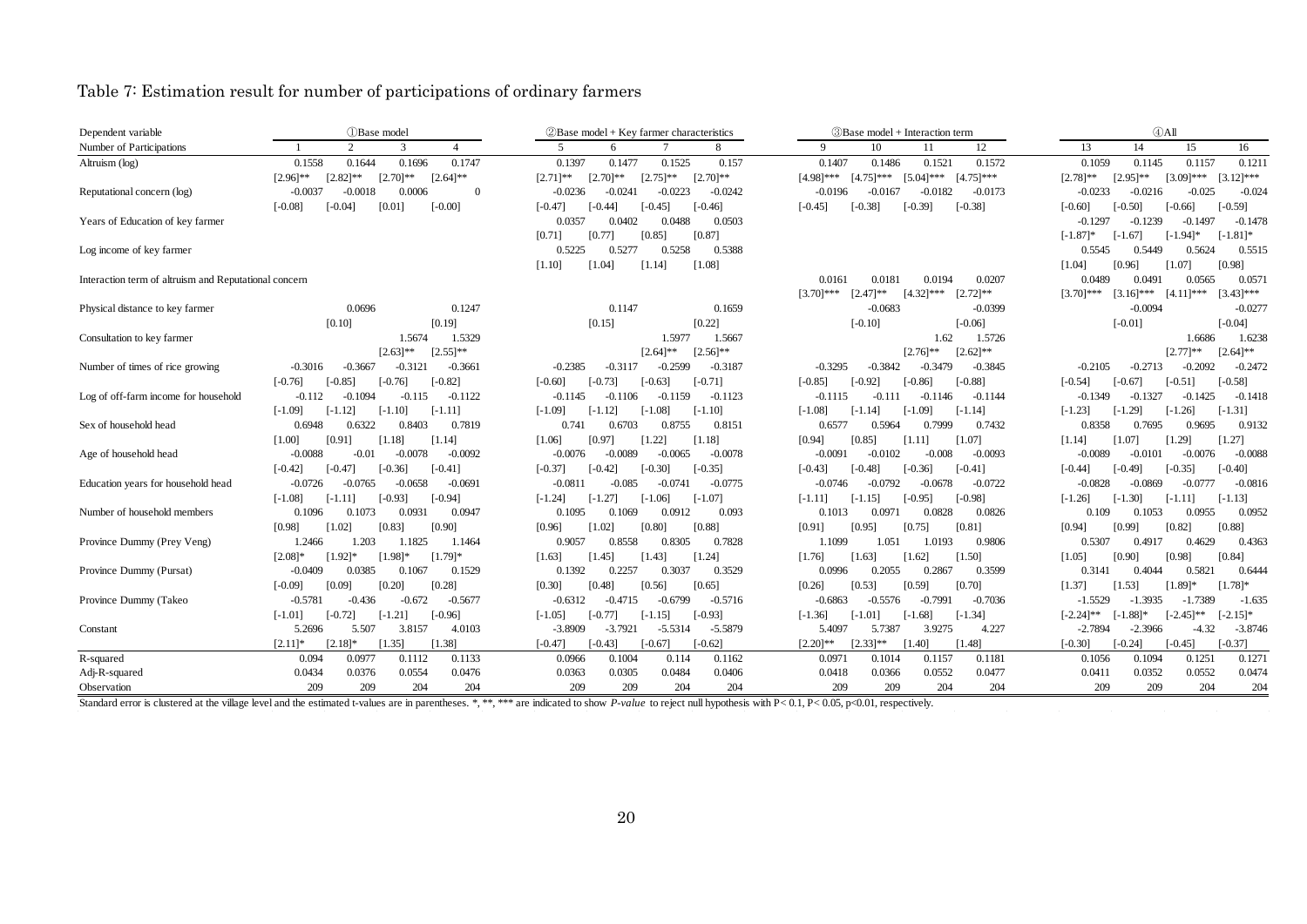Table 7: Estimation result for number of participations of ordinary farmers

| Dependent variable | ①Base model | | | | ②Base model + Key farmer characteristics | | | | ③Base model + Interaction term | | | | ④All | | | |
|---|---|---|---|---|---|---|---|---|---|---|---|---|---|---|---|---|
| Number of Participations | 1 | 2 | 3 | 4 | 5 | 6 | 7 | 8 | 9 | 10 | 11 | 12 | 13 | 14 | 15 | 16 |
| Altruism (log) | 0.1558 | 0.1644 | 0.1696 | 0.1747 | 0.1397 | 0.1477 | 0.1525 | 0.157 | 0.1407 | 0.1486 | 0.1521 | 0.1572 | 0.1059 | 0.1145 | 0.1157 | 0.1211 |
| | [2.96]** | [2.82]** | [2.70]** | [2.64]** | [2.71]** | [2.70]** | [2.75]** | [2.70]** | [4.98]*** | [4.75]*** | [5.04]*** | [4.75]*** | [2.78]** | [2.95]** | [3.09]*** | [3.12]*** |
| Reputational concern (log) | -0.0037 | -0.0018 | 0.0006 | 0 | -0.0236 | -0.0241 | -0.0223 | -0.0242 | -0.0196 | -0.0167 | -0.0182 | -0.0173 | -0.0233 | -0.0216 | -0.025 | -0.024 |
| | [-0.08] | [-0.04] | [0.01] | [-0.00] | [-0.47] | [-0.44] | [-0.45] | [-0.46] | [-0.45] | [-0.38] | [-0.39] | [-0.38] | [-0.60] | [-0.50] | [-0.66] | [-0.59] |
| Years of Education of key farmer | | | | | 0.0357 | 0.0402 | 0.0488 | 0.0503 | | | | | -0.1297 | -0.1239 | -0.1497 | -0.1478 |
| | | | | | [0.71] | [0.77] | [0.85] | [0.87] | | | | | [-1.87]* | [-1.67] | [-1.94]* | [-1.81]* |
| Log income of key farmer | | | | | 0.5225 | 0.5277 | 0.5258 | 0.5388 | | | | | 0.5545 | 0.5449 | 0.5624 | 0.5515 |
| | | | | | [1.10] | [1.04] | [1.14] | [1.08] | | | | | [1.04] | [0.96] | [1.07] | [0.98] |
| Interaction term of altruism and Reputational concern | | | | | | | | | 0.0161 | 0.0181 | 0.0194 | 0.0207 | 0.0489 | 0.0491 | 0.0565 | 0.0571 |
| | | | | | | | | | [3.70]*** | [2.47]** | [4.32]*** | [2.72]** | [3.70]*** | [3.16]*** | [4.11]*** | [3.43]*** |
| Physical distance to key farmer | | 0.0696 | | 0.1247 | | 0.1147 | | 0.1659 | | -0.0683 | | -0.0399 | | -0.0094 | | -0.0277 |
| | | [0.10] | | [0.19] | | [0.15] | | [0.22] | | [-0.10] | | [-0.06] | | [-0.01] | | [-0.04] |
| Consultation to key farmer | | | 1.5674 | 1.5329 | | | 1.5977 | 1.5667 | | | 1.62 | 1.5726 | | | 1.6686 | 1.6238 |
| | | | [2.63]** | [2.55]** | | | [2.64]** | [2.56]** | | | [2.76]** | [2.62]** | | | [2.77]** | [2.64]** |
| Number of times of rice growing | -0.3016 | -0.3667 | -0.3121 | -0.3661 | -0.2385 | -0.3117 | -0.2599 | -0.3187 | -0.3295 | -0.3842 | -0.3479 | -0.3845 | -0.2105 | -0.2713 | -0.2092 | -0.2472 |
| | [-0.76] | [-0.85] | [-0.76] | [-0.82] | [-0.60] | [-0.73] | [-0.63] | [-0.71] | [-0.85] | [-0.92] | [-0.86] | [-0.88] | [-0.54] | [-0.67] | [-0.51] | [-0.58] |
| Log of off-farm income for household | -0.112 | -0.1094 | -0.115 | -0.1122 | -0.1145 | -0.1106 | -0.1159 | -0.1123 | -0.1115 | -0.111 | -0.1146 | -0.1144 | -0.1349 | -0.1327 | -0.1425 | -0.1418 |
| | [-1.09] | [-1.12] | [-1.10] | [-1.11] | [-1.09] | [-1.12] | [-1.08] | [-1.10] | [-1.08] | [-1.14] | [-1.09] | [-1.14] | [-1.23] | [-1.29] | [-1.26] | [-1.31] |
| Sex of household head | 0.6948 | 0.6322 | 0.8403 | 0.7819 | 0.741 | 0.6703 | 0.8755 | 0.8151 | 0.6577 | 0.5964 | 0.7999 | 0.7432 | 0.8358 | 0.7695 | 0.9695 | 0.9132 |
| | [1.00] | [0.91] | [1.18] | [1.14] | [1.06] | [0.97] | [1.22] | [1.18] | [0.94] | [0.85] | [1.11] | [1.07] | [1.14] | [1.07] | [1.29] | [1.27] |
| Age of household head | -0.0088 | -0.01 | -0.0078 | -0.0092 | -0.0076 | -0.0089 | -0.0065 | -0.0078 | -0.0091 | -0.0102 | -0.008 | -0.0093 | -0.0089 | -0.0101 | -0.0076 | -0.0088 |
| | [-0.42] | [-0.47] | [-0.36] | [-0.41] | [-0.37] | [-0.42] | [-0.30] | [-0.35] | [-0.43] | [-0.48] | [-0.36] | [-0.41] | [-0.44] | [-0.49] | [-0.35] | [-0.40] |
| Education years for household head | -0.0726 | -0.0765 | -0.0658 | -0.0691 | -0.0811 | -0.085 | -0.0741 | -0.0775 | -0.0746 | -0.0792 | -0.0678 | -0.0722 | -0.0828 | -0.0869 | -0.0777 | -0.0816 |
| | [-1.08] | [-1.11] | [-0.93] | [-0.94] | [-1.24] | [-1.27] | [-1.06] | [-1.07] | [-1.11] | [-1.15] | [-0.95] | [-0.98] | [-1.26] | [-1.30] | [-1.11] | [-1.13] |
| Number of household members | 0.1096 | 0.1073 | 0.0931 | 0.0947 | 0.1095 | 0.1069 | 0.0912 | 0.093 | 0.1013 | 0.0971 | 0.0828 | 0.0826 | 0.109 | 0.1053 | 0.0955 | 0.0952 |
| | [0.98] | [1.02] | [0.83] | [0.90] | [0.96] | [1.02] | [0.80] | [0.88] | [0.91] | [0.95] | [0.75] | [0.81] | [0.94] | [0.99] | [0.82] | [0.88] |
| Province Dummy (Prey Veng) | 1.2466 | 1.203 | 1.1825 | 1.1464 | 0.9057 | 0.8558 | 0.8305 | 0.7828 | 1.1099 | 1.051 | 1.0193 | 0.9806 | 0.5307 | 0.4917 | 0.4629 | 0.4363 |
| | [2.08]* | [1.92]* | [1.98]* | [1.79]* | [1.63] | [1.45] | [1.43] | [1.24] | [1.76] | [1.63] | [1.62] | [1.50] | [1.05] | [0.90] | [0.98] | [0.84] |
| Province Dummy (Pursat) | -0.0409 | 0.0385 | 0.1067 | 0.1529 | 0.1392 | 0.2257 | 0.3037 | 0.3529 | 0.0996 | 0.2055 | 0.2867 | 0.3599 | 0.3141 | 0.4044 | 0.5821 | 0.6444 |
| | [-0.09] | [0.09] | [0.20] | [0.28] | [0.30] | [0.48] | [0.56] | [0.65] | [0.26] | [0.53] | [0.59] | [0.70] | [1.37] | [1.53] | [1.89]* | [1.78]* |
| Province Dummy (Takeo | -0.5781 | -0.436 | -0.672 | -0.5677 | -0.6312 | -0.4715 | -0.6799 | -0.5716 | -0.6863 | -0.5576 | -0.7991 | -0.7036 | -1.5529 | -1.3935 | -1.7389 | -1.635 |
| | [-1.01] | [-0.72] | [-1.21] | [-0.96] | [-1.05] | [-0.77] | [-1.15] | [-0.93] | [-1.36] | [-1.01] | [-1.68] | [-1.34] | [-2.24]** | [-1.88]* | [-2.45]** | [-2.15]* |
| Constant | 5.2696 | 5.507 | 3.8157 | 4.0103 | -3.8909 | -3.7921 | -5.5314 | -5.5879 | 5.4097 | 5.7387 | 3.9275 | 4.227 | -2.7894 | -2.3966 | -4.32 | -3.8746 |
| | [2.11]* | [2.18]* | [1.35] | [1.38] | [-0.47] | [-0.43] | [-0.67] | [-0.62] | [2.20]** | [2.33]** | [1.40] | [1.48] | [-0.30] | [-0.24] | [-0.45] | [-0.37] |
| R-squared | 0.094 | 0.0977 | 0.1112 | 0.1133 | 0.0966 | 0.1004 | 0.114 | 0.1162 | 0.0971 | 0.1014 | 0.1157 | 0.1181 | 0.1056 | 0.1094 | 0.1251 | 0.1271 |
| Adj-R-squared | 0.0434 | 0.0376 | 0.0554 | 0.0476 | 0.0363 | 0.0305 | 0.0484 | 0.0406 | 0.0418 | 0.0366 | 0.0552 | 0.0477 | 0.0411 | 0.0352 | 0.0552 | 0.0474 |
| Observation | 209 | 209 | 204 | 204 | 209 | 209 | 204 | 204 | 209 | 209 | 204 | 204 | 209 | 209 | 204 | 204 |

Standard error is clustered at the village level and the estimated t-values are in parentheses. *, **, *** are indicated to show *P-value* to reject null hypothesis with P< 0.1, P< 0.05, p<0.01, respectively.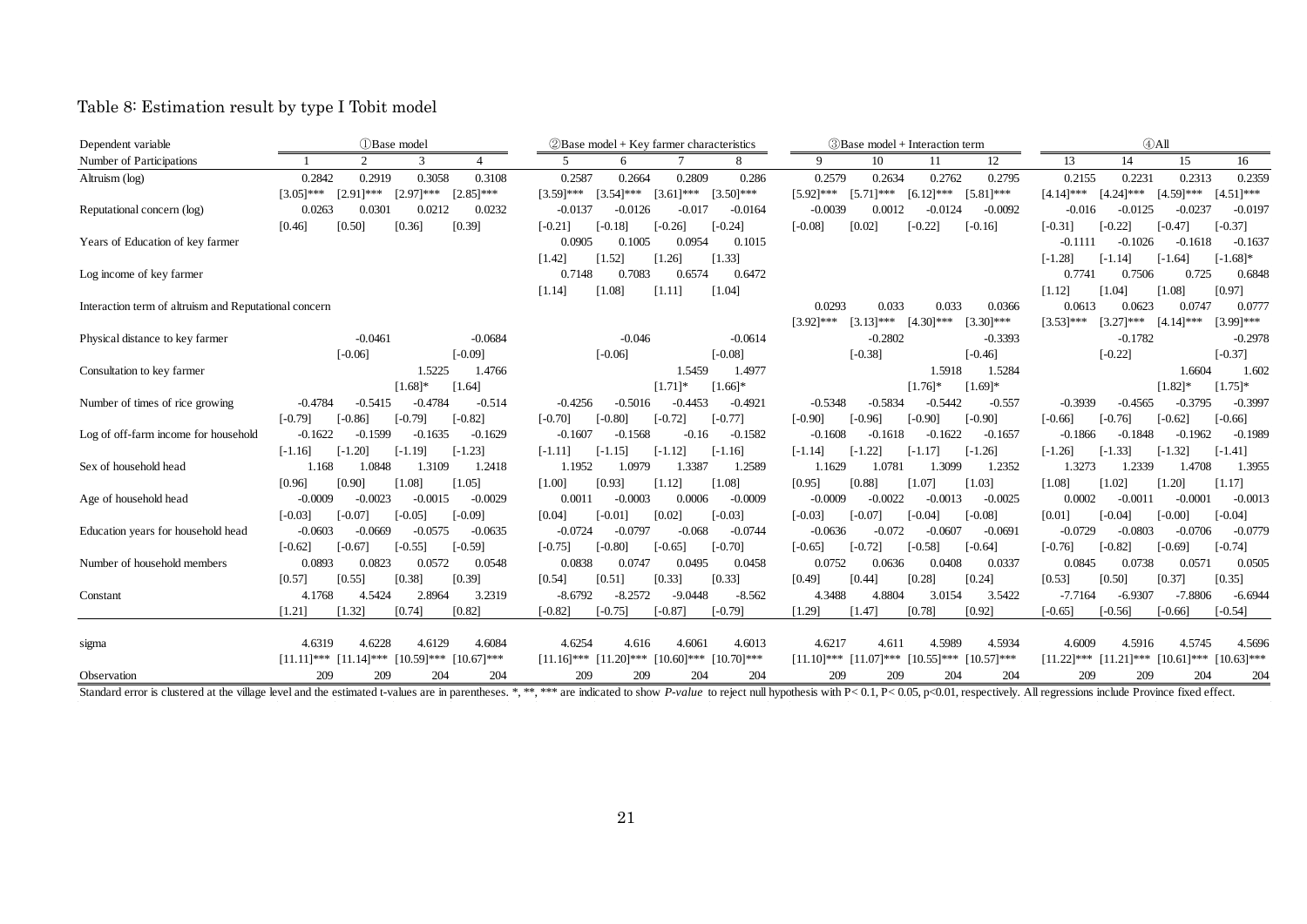Table 8: Estimation result by type I Tobit model

| Dependent variable | ①Base model | | | | ②Base model + Key farmer characteristics | | | | ③Base model + Interaction term | | | | ④All | | | |
|---|---|---|---|---|---|---|---|---|---|---|---|---|---|---|---|---|
| Number of Participations | 1 | 2 | 3 | 4 | 5 | 6 | 7 | 8 | 9 | 10 | 11 | 12 | 13 | 14 | 15 | 16 |
| Altruism (log) | 0.2842 | 0.2919 | 0.3058 | 0.3108 | 0.2587 | 0.2664 | 0.2809 | 0.286 | 0.2579 | 0.2634 | 0.2762 | 0.2795 | 0.2155 | 0.2231 | 0.2313 | 0.2359 |
| | [3.05]*** | [2.91]*** | [2.97]*** | [2.85]*** | [3.59]*** | [3.54]*** | [3.61]*** | [3.50]*** | [5.92]*** | [5.71]*** | [6.12]*** | [5.81]*** | [4.14]*** | [4.24]*** | [4.59]*** | [4.51]*** |
| Reputational concern (log) | 0.0263 | 0.0301 | 0.0212 | 0.0232 | -0.0137 | -0.0126 | -0.017 | -0.0164 | -0.0039 | 0.0012 | -0.0124 | -0.0092 | -0.016 | -0.0125 | -0.0237 | -0.0197 |
| | [0.46] | [0.50] | [0.36] | [0.39] | [-0.21] | [-0.18] | [-0.26] | [-0.24] | [-0.08] | [0.02] | [-0.22] | [-0.16] | [-0.31] | [-0.22] | [-0.47] | [-0.37] |
| Years of Education of key farmer | | | | | 0.0905 | 0.1005 | 0.0954 | 0.1015 | | | | | -0.1111 | -0.1026 | -0.1618 | -0.1637 |
| | | | | | [1.42] | [1.52] | [1.26] | [1.33] | | | | | [-1.28] | [-1.14] | [-1.64] | [-1.68]* |
| Log income of key farmer | | | | | 0.7148 | 0.7083 | 0.6574 | 0.6472 | | | | | 0.7741 | 0.7506 | 0.725 | 0.6848 |
| | | | | | [1.14] | [1.08] | [1.11] | [1.04] | | | | | [1.12] | [1.04] | [1.08] | [0.97] |
| Interaction term of altruism and Reputational concern | | | | | | | | | 0.0293 | 0.033 | 0.033 | 0.0366 | 0.0613 | 0.0623 | 0.0747 | 0.0777 |
| | | | | | | | | | [3.92]*** | [3.13]*** | [4.30]*** | [3.30]*** | [3.53]*** | [3.27]*** | [4.14]*** | [3.99]*** |
| Physical distance to key farmer | | -0.0461 | | -0.0684 | | -0.046 | | -0.0614 | | -0.2802 | | -0.3393 | | -0.1782 | | -0.2978 |
| | | [-0.06] | | [-0.09] | | [-0.06] | | [-0.08] | | [-0.38] | | [-0.46] | | [-0.22] | | [-0.37] |
| Consultation to key farmer | | | 1.5225 | 1.4766 | | | 1.5459 | 1.4977 | | | 1.5918 | 1.5284 | | | 1.6604 | 1.602 |
| | | | [1.68]* | [1.64] | | | [1.71]* | [1.66]* | | | [1.76]* | [1.69]* | | | [1.82]* | [1.75]* |
| Number of times of rice growing | -0.4784 | -0.5415 | -0.4784 | -0.514 | -0.4256 | -0.5016 | -0.4453 | -0.4921 | -0.5348 | -0.5834 | -0.5442 | -0.557 | -0.3939 | -0.4565 | -0.3795 | -0.3997 |
| | [-0.79] | [-0.86] | [-0.79] | [-0.82] | [-0.70] | [-0.80] | [-0.72] | [-0.77] | [-0.90] | [-0.96] | [-0.90] | [-0.90] | [-0.66] | [-0.76] | [-0.62] | [-0.66] |
| Log of off-farm income for household | -0.1622 | -0.1599 | -0.1635 | -0.1629 | -0.1607 | -0.1568 | -0.16 | -0.1582 | -0.1608 | -0.1618 | -0.1622 | -0.1657 | -0.1866 | -0.1848 | -0.1962 | -0.1989 |
| | [-1.16] | [-1.20] | [-1.19] | [-1.23] | [-1.11] | [-1.15] | [-1.12] | [-1.16] | [-1.14] | [-1.22] | [-1.17] | [-1.26] | [-1.26] | [-1.33] | [-1.32] | [-1.41] |
| Sex of household head | 1.168 | 1.0848 | 1.3109 | 1.2418 | 1.1952 | 1.0979 | 1.3387 | 1.2589 | 1.1629 | 1.0781 | 1.3099 | 1.2352 | 1.3273 | 1.2339 | 1.4708 | 1.3955 |
| | [0.96] | [0.90] | [1.08] | [1.05] | [1.00] | [0.93] | [1.12] | [1.08] | [0.95] | [0.88] | [1.07] | [1.03] | [1.08] | [1.02] | [1.20] | [1.17] |
| Age of household head | -0.0009 | -0.0023 | -0.0015 | -0.0029 | 0.0011 | -0.0003 | 0.0006 | -0.0009 | -0.0009 | -0.0022 | -0.0013 | -0.0025 | 0.0002 | -0.0011 | -0.0001 | -0.0013 |
| | [-0.03] | [-0.07] | [-0.05] | [-0.09] | [0.04] | [-0.01] | [0.02] | [-0.03] | [-0.03] | [-0.07] | [-0.04] | [-0.08] | [0.01] | [-0.04] | [-0.00] | [-0.04] |
| Education years for household head | -0.0603 | -0.0669 | -0.0575 | -0.0635 | -0.0724 | -0.0797 | -0.068 | -0.0744 | -0.0636 | -0.072 | -0.0607 | -0.0691 | -0.0729 | -0.0803 | -0.0706 | -0.0779 |
| | [-0.62] | [-0.67] | [-0.55] | [-0.59] | [-0.75] | [-0.80] | [-0.65] | [-0.70] | [-0.65] | [-0.72] | [-0.58] | [-0.64] | [-0.76] | [-0.82] | [-0.69] | [-0.74] |
| Number of household members | 0.0893 | 0.0823 | 0.0572 | 0.0548 | 0.0838 | 0.0747 | 0.0495 | 0.0458 | 0.0752 | 0.0636 | 0.0408 | 0.0337 | 0.0845 | 0.0738 | 0.0571 | 0.0505 |
| | [0.57] | [0.55] | [0.38] | [0.39] | [0.54] | [0.51] | [0.33] | [0.33] | [0.49] | [0.44] | [0.28] | [0.24] | [0.53] | [0.50] | [0.37] | [0.35] |
| Constant | 4.1768 | 4.5424 | 2.8964 | 3.2319 | -8.6792 | -8.2572 | -9.0448 | -8.562 | 4.3488 | 4.8804 | 3.0154 | 3.5422 | -7.7164 | -6.9307 | -7.8806 | -6.6944 |
| | [1.21] | [1.32] | [0.74] | [0.82] | [-0.82] | [-0.75] | [-0.87] | [-0.79] | [1.29] | [1.47] | [0.78] | [0.92] | [-0.65] | [-0.56] | [-0.66] | [-0.54] |
| sigma | 4.6319 | 4.6228 | 4.6129 | 4.6084 | 4.6254 | 4.616 | 4.6061 | 4.6013 | 4.6217 | 4.611 | 4.5989 | 4.5934 | 4.6009 | 4.5916 | 4.5745 | 4.5696 |
| | [11.11]*** | [11.14]*** | [10.59]*** | [10.67]*** | [11.16]*** | [11.20]*** | [10.60]*** | [10.70]*** | [11.10]*** | [11.07]*** | [10.55]*** | [10.57]*** | [11.22]*** | [11.21]*** | [10.61]*** | [10.63]*** |
| Observation | 209 | 209 | 204 | 204 | 209 | 209 | 204 | 204 | 209 | 209 | 204 | 204 | 209 | 209 | 204 | 204 |

Standard error is clustered at the village level and the estimated t-values are in parentheses. *, **, *** are indicated to show *P-value* to reject null hypothesis with $P< 0.1$, $P< 0.05$, $p<0.01$, respectively. All regressions include Province fixed effect.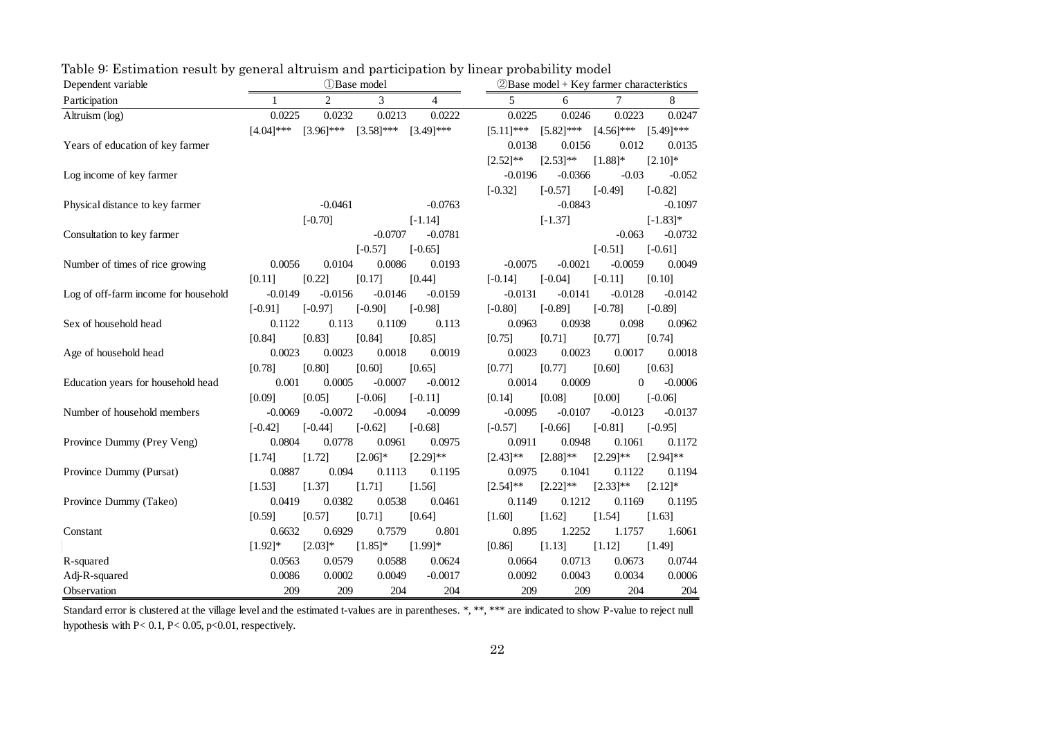Table 9: Estimation result by general altruism and participation by linear probability model

| Dependent variable | ①Base model | | | | ②Base model + Key farmer characteristics | | | |
|---|---|---|---|---|---|---|---|---|
| Participation | 1 | 2 | 3 | 4 | 5 | 6 | 7 | 8 |
| Altruism (log) | 0.0225 | 0.0232 | 0.0213 | 0.0222 | 0.0225 | 0.0246 | 0.0223 | 0.0247 |
| | [4.04]*** | [3.96]*** | [3.58]*** | [3.49]*** | [5.11]*** | [5.82]*** | [4.56]*** | [5.49]*** |
| Years of education of key farmer | | | | | 0.0138 | 0.0156 | 0.012 | 0.0135 |
| | | | | | [2.52]** | [2.53]** | [1.88]* | [2.10]* |
| Log income of key farmer | | | | | -0.0196 | -0.0366 | -0.03 | -0.052 |
| | | | | | [-0.32] | [-0.57] | [-0.49] | [-0.82] |
| Physical distance to key farmer | | -0.0461 | | -0.0763 | | -0.0843 | | -0.1097 |
| | | [-0.70] | | [-1.14] | | [-1.37] | | [-1.83]* |
| Consultation to key farmer | | | -0.0707 | -0.0781 | | | -0.063 | -0.0732 |
| | | | [-0.57] | [-0.65] | | | [-0.51] | [-0.61] |
| Number of times of rice growing | 0.0056 | 0.0104 | 0.0086 | 0.0193 | -0.0075 | -0.0021 | -0.0059 | 0.0049 |
| | [0.11] | [0.22] | [0.17] | [0.44] | [-0.14] | [-0.04] | [-0.11] | [0.10] |
| Log of off-farm income for household | -0.0149 | -0.0156 | -0.0146 | -0.0159 | -0.0131 | -0.0141 | -0.0128 | -0.0142 |
| | [-0.91] | [-0.97] | [-0.90] | [-0.98] | [-0.80] | [-0.89] | [-0.78] | [-0.89] |
| Sex of household head | 0.1122 | 0.113 | 0.1109 | 0.113 | 0.0963 | 0.0938 | 0.098 | 0.0962 |
| | [0.84] | [0.83] | [0.84] | [0.85] | [0.75] | [0.71] | [0.77] | [0.74] |
| Age of household head | 0.0023 | 0.0023 | 0.0018 | 0.0019 | 0.0023 | 0.0023 | 0.0017 | 0.0018 |
| | [0.78] | [0.80] | [0.60] | [0.65] | [0.77] | [0.77] | [0.60] | [0.63] |
| Education years for household head | 0.001 | 0.0005 | -0.0007 | -0.0012 | 0.0014 | 0.0009 | 0 | -0.0006 |
| | [0.09] | [0.05] | [-0.06] | [-0.11] | [0.14] | [0.08] | [0.00] | [-0.06] |
| Number of household members | -0.0069 | -0.0072 | -0.0094 | -0.0099 | -0.0095 | -0.0107 | -0.0123 | -0.0137 |
| | [-0.42] | [-0.44] | [-0.62] | [-0.68] | [-0.57] | [-0.66] | [-0.81] | [-0.95] |
| Province Dummy (Prey Veng) | 0.0804 | 0.0778 | 0.0961 | 0.0975 | 0.0911 | 0.0948 | 0.1061 | 0.1172 |
| | [1.74] | [1.72] | [2.06]* | [2.29]** | [2.43]** | [2.88]** | [2.29]** | [2.94]** |
| Province Dummy (Pursat) | 0.0887 | 0.094 | 0.1113 | 0.1195 | 0.0975 | 0.1041 | 0.1122 | 0.1194 |
| | [1.53] | [1.37] | [1.71] | [1.56] | [2.54]** | [2.22]** | [2.33]** | [2.12]* |
| Province Dummy (Takeo) | 0.0419 | 0.0382 | 0.0538 | 0.0461 | 0.1149 | 0.1212 | 0.1169 | 0.1195 |
| | [0.59] | [0.57] | [0.71] | [0.64] | [1.60] | [1.62] | [1.54] | [1.63] |
| Constant | 0.6632 | 0.6929 | 0.7579 | 0.801 | 0.895 | 1.2252 | 1.1757 | 1.6061 |
| | [1.92]* | [2.03]* | [1.85]* | [1.99]* | [0.86] | [1.13] | [1.12] | [1.49] |
| R-squared | 0.0563 | 0.0579 | 0.0588 | 0.0624 | 0.0664 | 0.0713 | 0.0673 | 0.0744 |
| Adj-R-squared | 0.0086 | 0.0002 | 0.0049 | -0.0017 | 0.0092 | 0.0043 | 0.0034 | 0.0006 |
| Observation | 209 | 209 | 204 | 204 | 209 | 209 | 204 | 204 |

Standard error is clustered at the village level and the estimated t-values are in parentheses. *, **, *** are indicated to show P-value to reject null hypothesis with $P < 0.1$, $P < 0.05$, $p < 0.01$, respectively.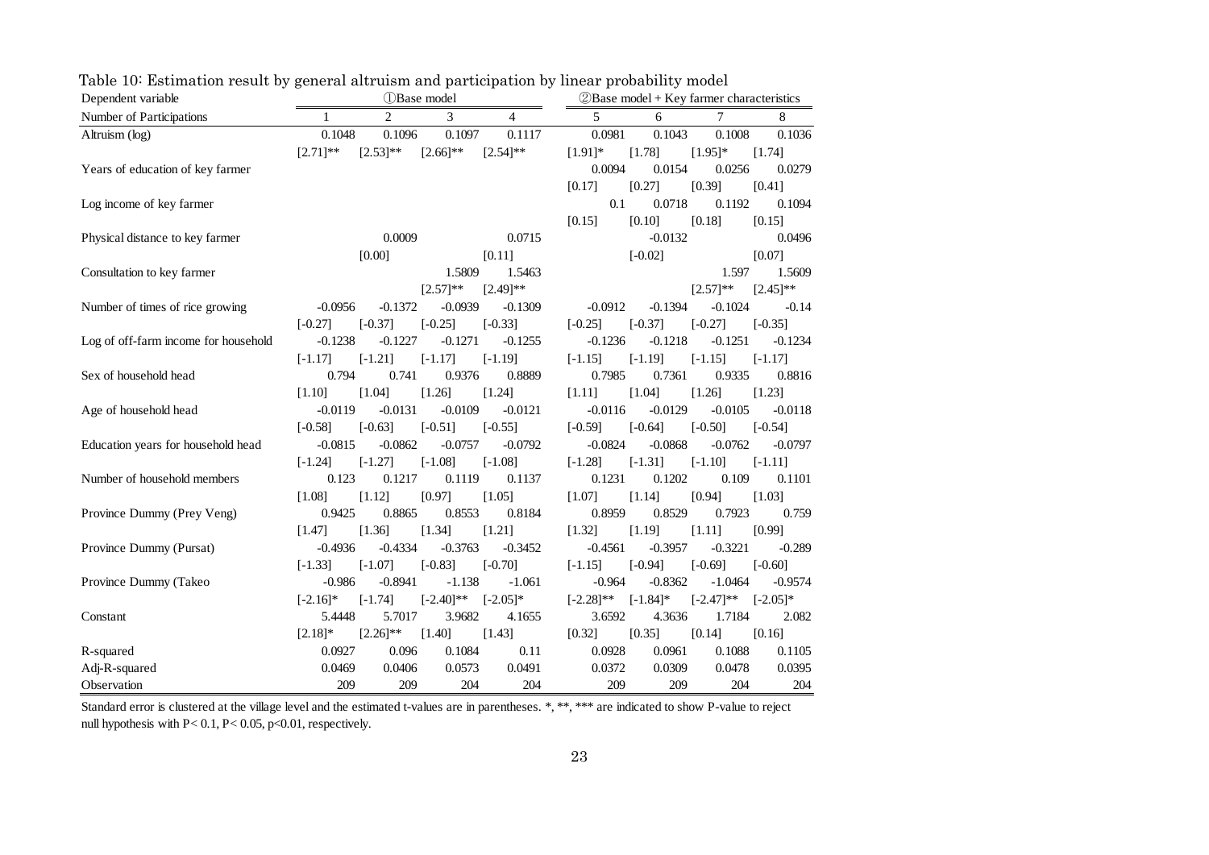Table 10: Estimation result by general altruism and participation by linear probability model

| Dependent variable | ①Base model | | | | ②Base model + Key farmer characteristics | | | |
|---|---|---|---|---|---|---|---|---|
| Number of Participations | 1 | 2 | 3 | 4 | 5 | 6 | 7 | 8 |
| Altruism (log) | 0.1048 | 0.1096 | 0.1097 | 0.1117 | 0.0981 | 0.1043 | 0.1008 | 0.1036 |
| | [2.71]** | [2.53]** | [2.66]** | [2.54]** | [1.91]* | [1.78] | [1.95]* | [1.74] |
| Years of education of key farmer | | | | | 0.0094 | 0.0154 | 0.0256 | 0.0279 |
| | | | | | [0.17] | [0.27] | [0.39] | [0.41] |
| Log income of key farmer | | | | | 0.1 | 0.0718 | 0.1192 | 0.1094 |
| | | | | | [0.15] | [0.10] | [0.18] | [0.15] |
| Physical distance to key farmer | | 0.0009 | | 0.0715 | | -0.0132 | | 0.0496 |
| | | [0.00] | | [0.11] | | [-0.02] | | [0.07] |
| Consultation to key farmer | | | 1.5809 | 1.5463 | | | 1.597 | 1.5609 |
| | | | [2.57]** | [2.49]** | | | [2.57]** | [2.45]** |
| Number of times of rice growing | -0.0956 | -0.1372 | -0.0939 | -0.1309 | -0.0912 | -0.1394 | -0.1024 | -0.14 |
| | [-0.27] | [-0.37] | [-0.25] | [-0.33] | [-0.25] | [-0.37] | [-0.27] | [-0.35] |
| Log of off-farm income for household | -0.1238 | -0.1227 | -0.1271 | -0.1255 | -0.1236 | -0.1218 | -0.1251 | -0.1234 |
| | [-1.17] | [-1.21] | [-1.17] | [-1.19] | [-1.15] | [-1.19] | [-1.15] | [-1.17] |
| Sex of household head | 0.794 | 0.741 | 0.9376 | 0.8889 | 0.7985 | 0.7361 | 0.9335 | 0.8816 |
| | [1.10] | [1.04] | [1.26] | [1.24] | [1.11] | [1.04] | [1.26] | [1.23] |
| Age of household head | -0.0119 | -0.0131 | -0.0109 | -0.0121 | -0.0116 | -0.0129 | -0.0105 | -0.0118 |
| | [-0.58] | [-0.63] | [-0.51] | [-0.55] | [-0.59] | [-0.64] | [-0.50] | [-0.54] |
| Education years for household head | -0.0815 | -0.0862 | -0.0757 | -0.0792 | -0.0824 | -0.0868 | -0.0762 | -0.0797 |
| | [-1.24] | [-1.27] | [-1.08] | [-1.08] | [-1.28] | [-1.31] | [-1.10] | [-1.11] |
| Number of household members | 0.123 | 0.1217 | 0.1119 | 0.1137 | 0.1231 | 0.1202 | 0.109 | 0.1101 |
| | [1.08] | [1.12] | [0.97] | [1.05] | [1.07] | [1.14] | [0.94] | [1.03] |
| Province Dummy (Prey Veng) | 0.9425 | 0.8865 | 0.8553 | 0.8184 | 0.8959 | 0.8529 | 0.7923 | 0.759 |
| | [1.47] | [1.36] | [1.34] | [1.21] | [1.32] | [1.19] | [1.11] | [0.99] |
| Province Dummy (Pursat) | -0.4936 | -0.4334 | -0.3763 | -0.3452 | -0.4561 | -0.3957 | -0.3221 | -0.289 |
| | [-1.33] | [-1.07] | [-0.83] | [-0.70] | [-1.15] | [-0.94] | [-0.69] | [-0.60] |
| Province Dummy (Takeo | -0.986 | -0.8941 | -1.138 | -1.061 | -0.964 | -0.8362 | -1.0464 | -0.9574 |
| | [-2.16]* | [-1.74] | [-2.40]** | [-2.05]* | [-2.28]** | [-1.84]* | [-2.47]** | [-2.05]* |
| Constant | 5.4448 | 5.7017 | 3.9682 | 4.1655 | 3.6592 | 4.3636 | 1.7184 | 2.082 |
| | [2.18]* | [2.26]** | [1.40] | [1.43] | [0.32] | [0.35] | [0.14] | [0.16] |
| R-squared | 0.0927 | 0.096 | 0.1084 | 0.11 | 0.0928 | 0.0961 | 0.1088 | 0.1105 |
| Adj-R-squared | 0.0469 | 0.0406 | 0.0573 | 0.0491 | 0.0372 | 0.0309 | 0.0478 | 0.0395 |
| Observation | 209 | 209 | 204 | 204 | 209 | 209 | 204 | 204 |

Standard error is clustered at the village level and the estimated t-values are in parentheses. *, **, *** are indicated to show P-value to reject null hypothesis with P< 0.1, P< 0.05, p<0.01, respectively.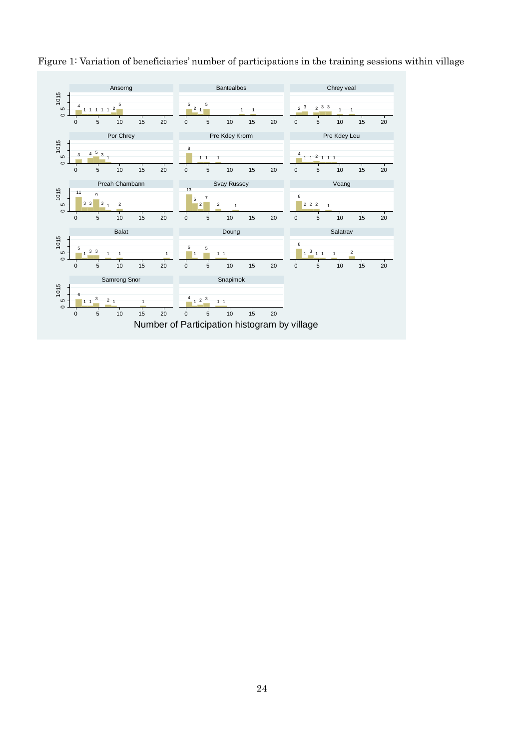Figure 1: Variation of beneficiaries' number of participations in the training sessions within village

Ansorng

4 1 1 1 1 1 2 5

Bantealbos

5 2 1 5 1 1

Chrey veal

2 3 2 3 3 1 1

Por Chrey

3 4 5 3 1

Pre Kdey Krorm

8 1 1 1

Pre Kdey Leu

4 1 1 2 1 1 1

Preah Chambann

11 3 3 9 3 1 2

Svay Russey

13 6 2 7 2 1

Veang

8 2 2 2 1

Balat

5 1 3 3 1 1 1

Doung

6 1 5 1 1

Salatrav

8 1 3 1 1 1 2

Samrong Snor

6 1 1 3 2 1 1

Snapimok

4 1 2 3 1 1

0 5 10 15

0 5 10 15 20

Number of Participation histogram by village